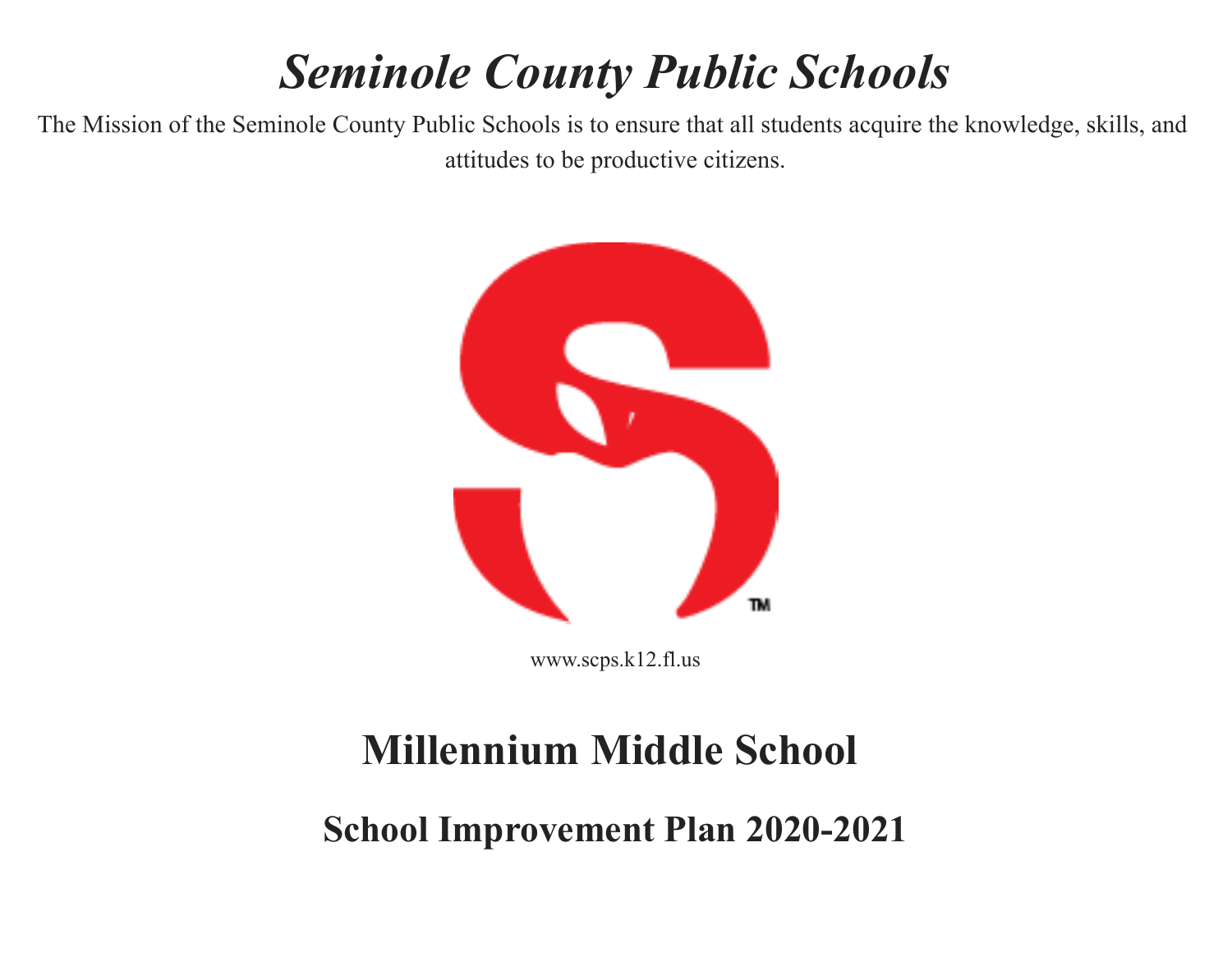# *Seminole County Public Schools*

The Mission of the Seminole County Public Schools is to ensure that all students acquire the knowledge, skills, and attitudes to be productive citizens.

www.scps.k12.fl.us

# Millennium Middle School

## School Improvement Plan 2020-2021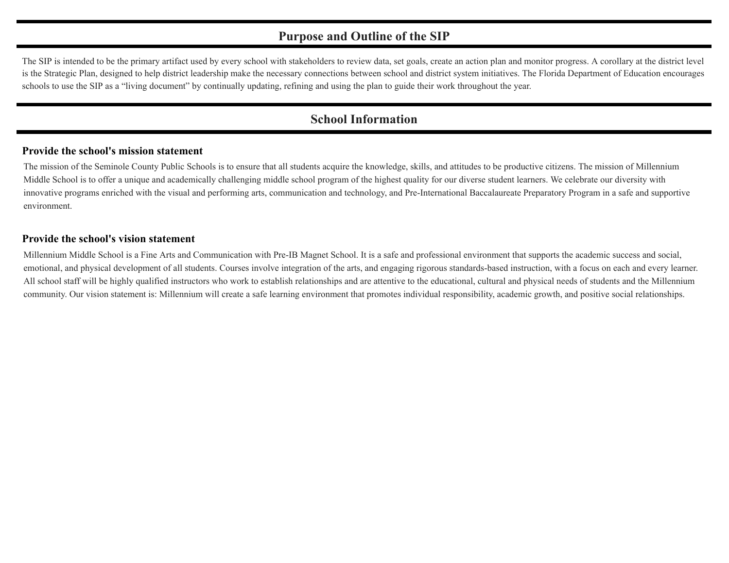## Purpose and Outline of the SIP

The SIP is intended to be the primary artifact used by every school with stakeholders to review data, set goals, create an action plan and monitor progress. A corollary at the district level is the Strategic Plan, designed to help district leadership make the necessary connections between school and district system initiatives. The Florida Department of Education encourages schools to use the SIP as a "living document" by continually updating, refining and using the plan to guide their work throughout the year.

## School Information

### Provide the school's mission statement

The mission of the Seminole County Public Schools is to ensure that all students acquire the knowledge, skills, and attitudes to be productive citizens. The mission of Millennium Middle School is to offer a unique and academically challenging middle school program of the highest quality for our diverse student learners. We celebrate our diversity with innovative programs enriched with the visual and performing arts, communication and technology, and Pre-International Baccalaureate Preparatory Program in a safe and supportive environment.

### Provide the school's vision statement

Millennium Middle School is a Fine Arts and Communication with Pre-IB Magnet School. It is a safe and professional environment that supports the academic success and social, emotional, and physical development of all students. Courses involve integration of the arts, and engaging rigorous standards-based instruction, with a focus on each and every learner. All school staff will be highly qualified instructors who work to establish relationships and are attentive to the educational, cultural and physical needs of students and the Millennium community. Our vision statement is: Millennium will create a safe learning environment that promotes individual responsibility, academic growth, and positive social relationships.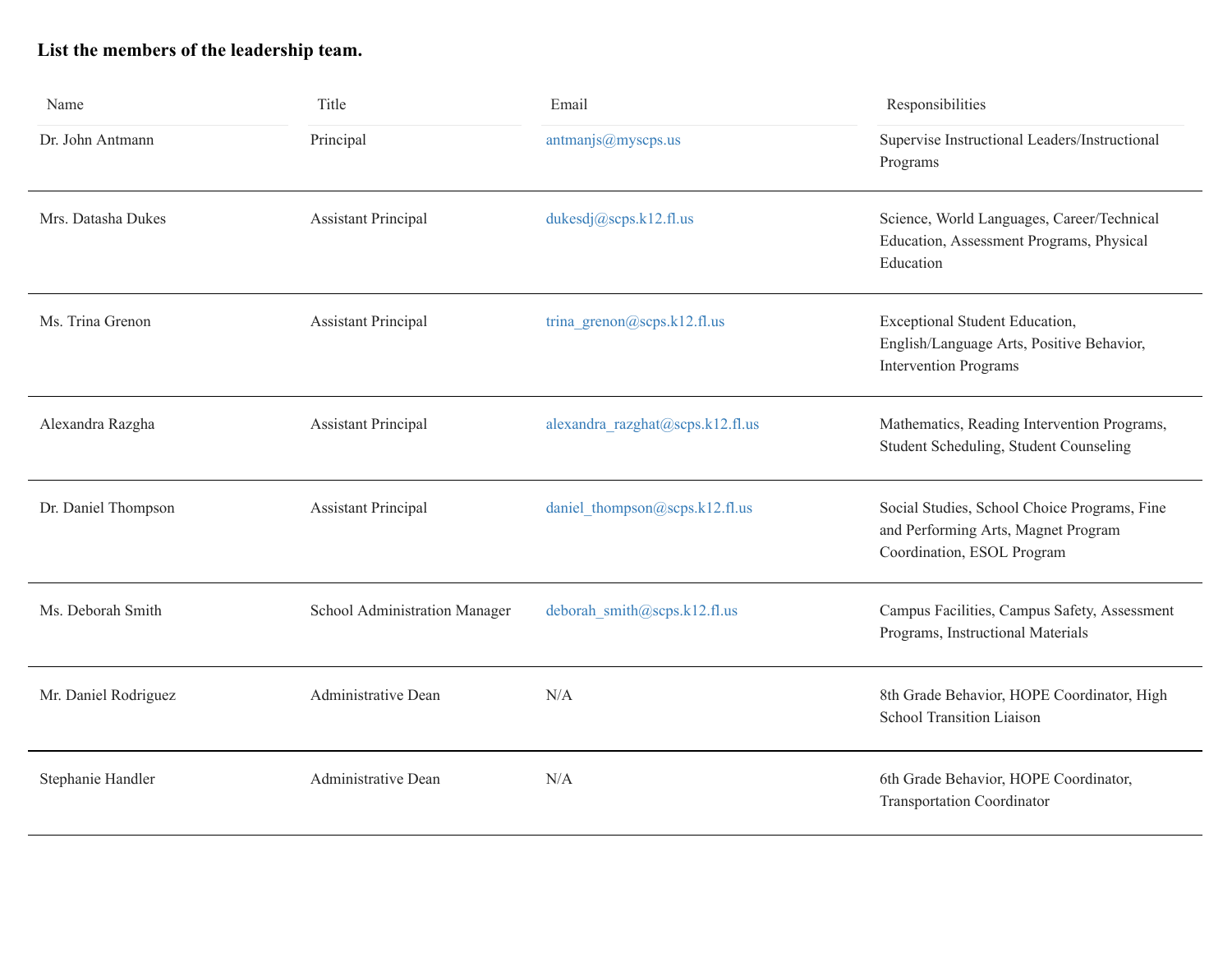**List the members of the leadership team.**

| Name | Title | Email | Responsibilities |
|---|---|---|---|
| Dr. John Antmann | Principal | antmanjs@myscps.us | Supervise Instructional Leaders/Instructional Programs |
| Mrs. Datasha Dukes | Assistant Principal | dukesdj@scps.k12.fl.us | Science, World Languages, Career/Technical Education, Assessment Programs, Physical Education |
| Ms. Trina Grenon | Assistant Principal | trina_grenon@scps.k12.fl.us | Exceptional Student Education, English/Language Arts, Positive Behavior, Intervention Programs |
| Alexandra Razgha | Assistant Principal | alexandra_razghat@scps.k12.fl.us | Mathematics, Reading Intervention Programs, Student Scheduling, Student Counseling |
| Dr. Daniel Thompson | Assistant Principal | daniel_thompson@scps.k12.fl.us | Social Studies, School Choice Programs, Fine and Performing Arts, Magnet Program Coordination, ESOL Program |
| Ms. Deborah Smith | School Administration Manager | deborah_smith@scps.k12.fl.us | Campus Facilities, Campus Safety, Assessment Programs, Instructional Materials |
| Mr. Daniel Rodriguez | Administrative Dean | N/A | 8th Grade Behavior, HOPE Coordinator, High School Transition Liaison |
| Stephanie Handler | Administrative Dean | N/A | 6th Grade Behavior, HOPE Coordinator, Transportation Coordinator |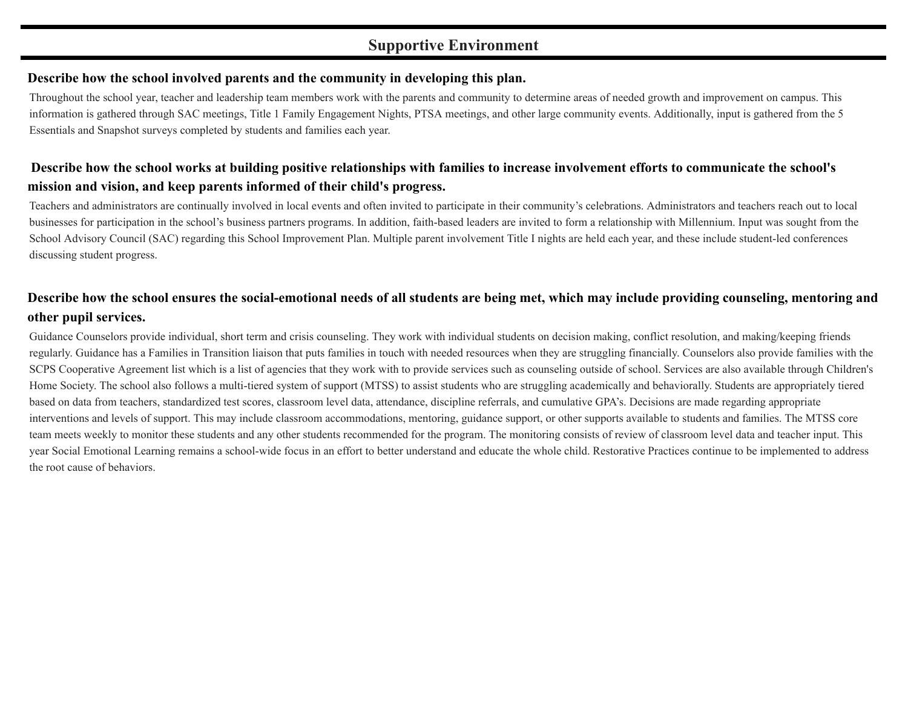## Supportive Environment

### Describe how the school involved parents and the community in developing this plan.

Throughout the school year, teacher and leadership team members work with the parents and community to determine areas of needed growth and improvement on campus. This information is gathered through SAC meetings, Title 1 Family Engagement Nights, PTSA meetings, and other large community events. Additionally, input is gathered from the 5 Essentials and Snapshot surveys completed by students and families each year.

### Describe how the school works at building positive relationships with families to increase involvement efforts to communicate the school's mission and vision, and keep parents informed of their child's progress.

Teachers and administrators are continually involved in local events and often invited to participate in their community's celebrations. Administrators and teachers reach out to local businesses for participation in the school's business partners programs. In addition, faith-based leaders are invited to form a relationship with Millennium. Input was sought from the School Advisory Council (SAC) regarding this School Improvement Plan. Multiple parent involvement Title I nights are held each year, and these include student-led conferences discussing student progress.

### Describe how the school ensures the social-emotional needs of all students are being met, which may include providing counseling, mentoring and other pupil services.

Guidance Counselors provide individual, short term and crisis counseling. They work with individual students on decision making, conflict resolution, and making/keeping friends regularly. Guidance has a Families in Transition liaison that puts families in touch with needed resources when they are struggling financially. Counselors also provide families with the SCPS Cooperative Agreement list which is a list of agencies that they work with to provide services such as counseling outside of school. Services are also available through Children's Home Society. The school also follows a multi-tiered system of support (MTSS) to assist students who are struggling academically and behaviorally. Students are appropriately tiered based on data from teachers, standardized test scores, classroom level data, attendance, discipline referrals, and cumulative GPA's. Decisions are made regarding appropriate interventions and levels of support. This may include classroom accommodations, mentoring, guidance support, or other supports available to students and families. The MTSS core team meets weekly to monitor these students and any other students recommended for the program. The monitoring consists of review of classroom level data and teacher input. This year Social Emotional Learning remains a school-wide focus in an effort to better understand and educate the whole child. Restorative Practices continue to be implemented to address the root cause of behaviors.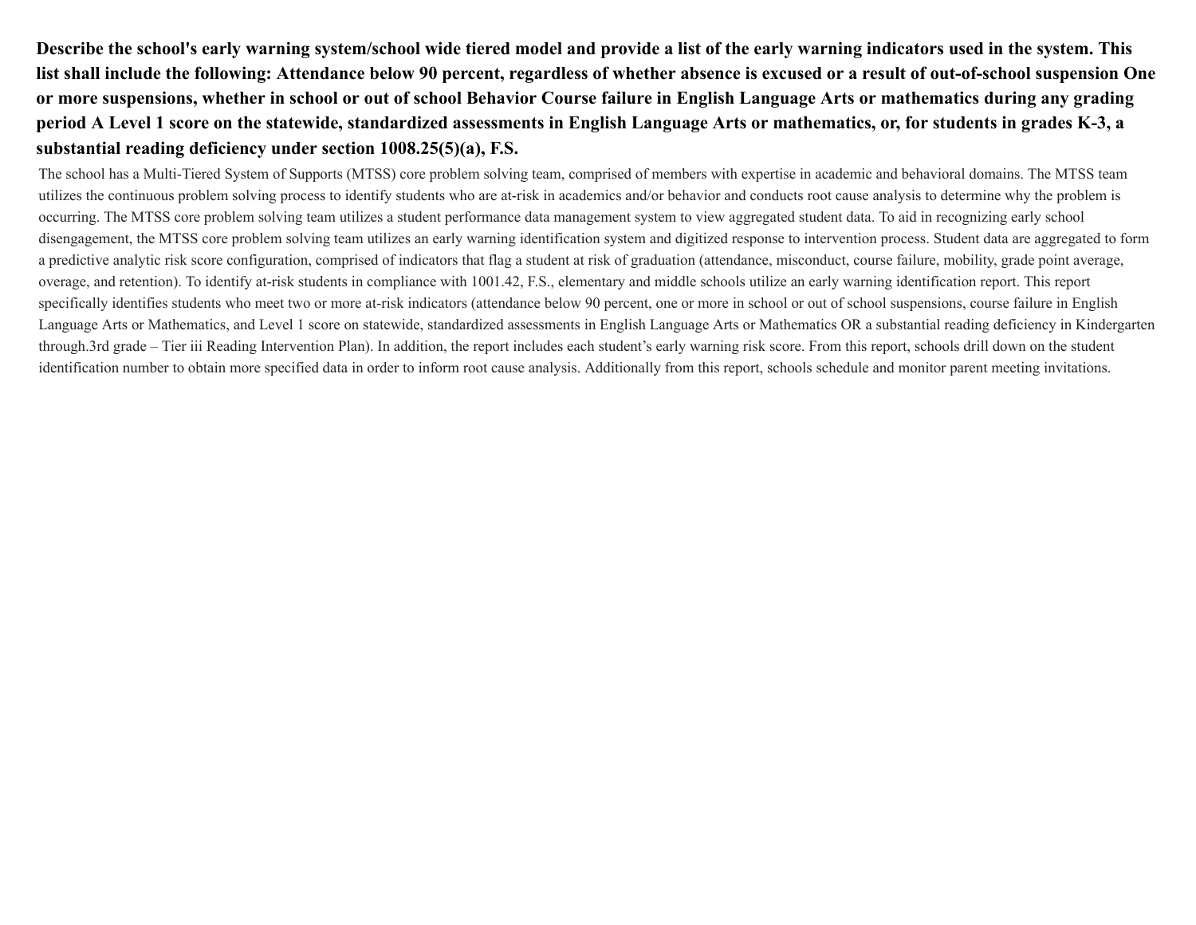**Describe the school's early warning system/school wide tiered model and provide a list of the early warning indicators used in the system. This list shall include the following: Attendance below 90 percent, regardless of whether absence is excused or a result of out-of-school suspension One or more suspensions, whether in school or out of school Behavior Course failure in English Language Arts or mathematics during any grading period A Level 1 score on the statewide, standardized assessments in English Language Arts or mathematics, or, for students in grades K-3, a substantial reading deficiency under section 1008.25(5)(a), F.S.**

The school has a Multi-Tiered System of Supports (MTSS) core problem solving team, comprised of members with expertise in academic and behavioral domains. The MTSS team utilizes the continuous problem solving process to identify students who are at-risk in academics and/or behavior and conducts root cause analysis to determine why the problem is occurring. The MTSS core problem solving team utilizes a student performance data management system to view aggregated student data. To aid in recognizing early school disengagement, the MTSS core problem solving team utilizes an early warning identification system and digitized response to intervention process. Student data are aggregated to form a predictive analytic risk score configuration, comprised of indicators that flag a student at risk of graduation (attendance, misconduct, course failure, mobility, grade point average, overage, and retention). To identify at-risk students in compliance with 1001.42, F.S., elementary and middle schools utilize an early warning identification report. This report specifically identifies students who meet two or more at-risk indicators (attendance below 90 percent, one or more in school or out of school suspensions, course failure in English Language Arts or Mathematics, and Level 1 score on statewide, standardized assessments in English Language Arts or Mathematics OR a substantial reading deficiency in Kindergarten through.3rd grade – Tier iii Reading Intervention Plan). In addition, the report includes each student's early warning risk score. From this report, schools drill down on the student identification number to obtain more specified data in order to inform root cause analysis. Additionally from this report, schools schedule and monitor parent meeting invitations.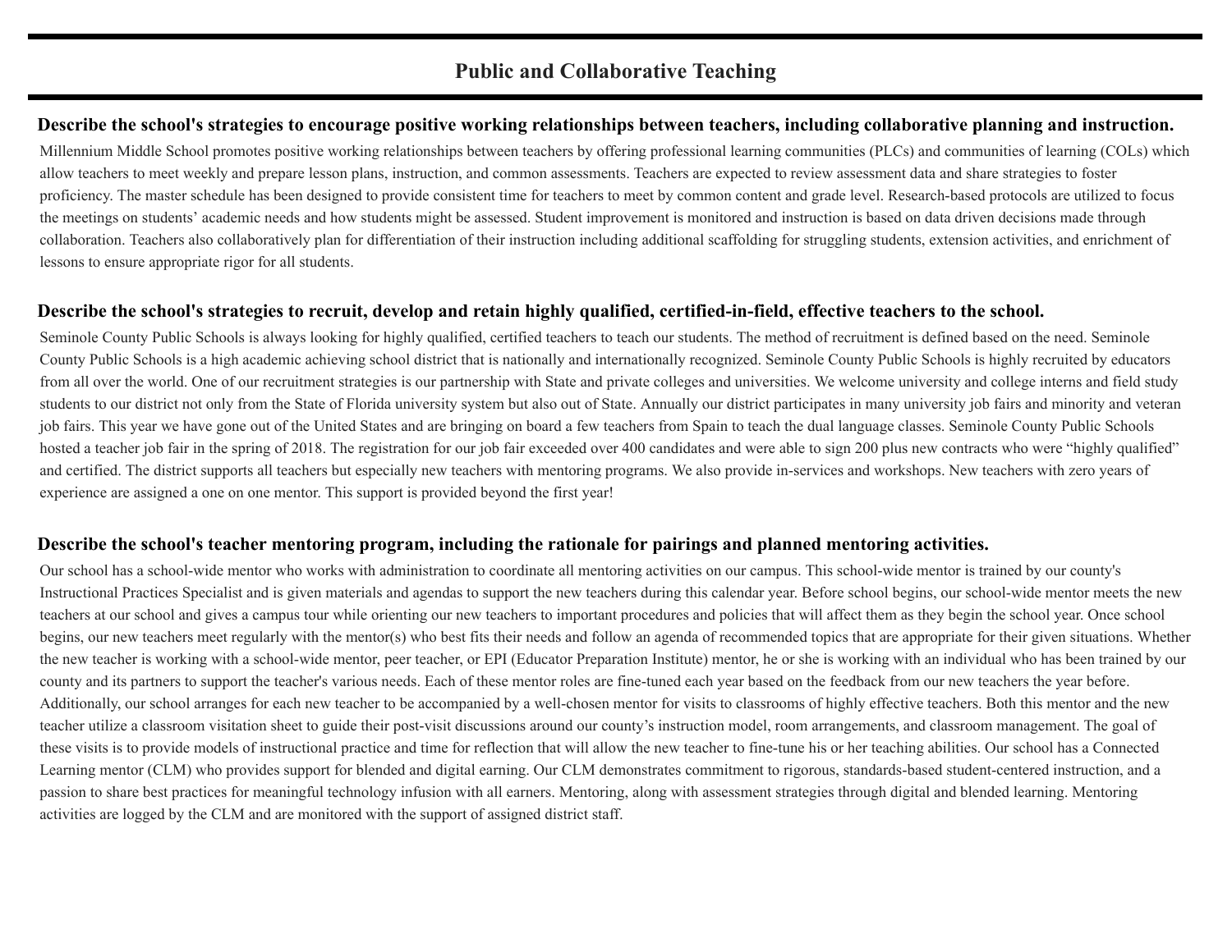# Public and Collaborative Teaching

### Describe the school's strategies to encourage positive working relationships between teachers, including collaborative planning and instruction.

Millennium Middle School promotes positive working relationships between teachers by offering professional learning communities (PLCs) and communities of learning (COLs) which allow teachers to meet weekly and prepare lesson plans, instruction, and common assessments. Teachers are expected to review assessment data and share strategies to foster proficiency. The master schedule has been designed to provide consistent time for teachers to meet by common content and grade level. Research-based protocols are utilized to focus the meetings on students' academic needs and how students might be assessed. Student improvement is monitored and instruction is based on data driven decisions made through collaboration. Teachers also collaboratively plan for differentiation of their instruction including additional scaffolding for struggling students, extension activities, and enrichment of lessons to ensure appropriate rigor for all students.

### Describe the school's strategies to recruit, develop and retain highly qualified, certified-in-field, effective teachers to the school.

Seminole County Public Schools is always looking for highly qualified, certified teachers to teach our students. The method of recruitment is defined based on the need. Seminole County Public Schools is a high academic achieving school district that is nationally and internationally recognized. Seminole County Public Schools is highly recruited by educators from all over the world. One of our recruitment strategies is our partnership with State and private colleges and universities. We welcome university and college interns and field study students to our district not only from the State of Florida university system but also out of State. Annually our district participates in many university job fairs and minority and veteran job fairs. This year we have gone out of the United States and are bringing on board a few teachers from Spain to teach the dual language classes. Seminole County Public Schools hosted a teacher job fair in the spring of 2018. The registration for our job fair exceeded over 400 candidates and were able to sign 200 plus new contracts who were "highly qualified" and certified. The district supports all teachers but especially new teachers with mentoring programs. We also provide in-services and workshops. New teachers with zero years of experience are assigned a one on one mentor. This support is provided beyond the first year!

### Describe the school's teacher mentoring program, including the rationale for pairings and planned mentoring activities.

Our school has a school-wide mentor who works with administration to coordinate all mentoring activities on our campus. This school-wide mentor is trained by our county's Instructional Practices Specialist and is given materials and agendas to support the new teachers during this calendar year. Before school begins, our school-wide mentor meets the new teachers at our school and gives a campus tour while orienting our new teachers to important procedures and policies that will affect them as they begin the school year. Once school begins, our new teachers meet regularly with the mentor(s) who best fits their needs and follow an agenda of recommended topics that are appropriate for their given situations. Whether the new teacher is working with a school-wide mentor, peer teacher, or EPI (Educator Preparation Institute) mentor, he or she is working with an individual who has been trained by our county and its partners to support the teacher's various needs. Each of these mentor roles are fine-tuned each year based on the feedback from our new teachers the year before. Additionally, our school arranges for each new teacher to be accompanied by a well-chosen mentor for visits to classrooms of highly effective teachers. Both this mentor and the new teacher utilize a classroom visitation sheet to guide their post-visit discussions around our county's instruction model, room arrangements, and classroom management. The goal of these visits is to provide models of instructional practice and time for reflection that will allow the new teacher to fine-tune his or her teaching abilities. Our school has a Connected Learning mentor (CLM) who provides support for blended and digital earning. Our CLM demonstrates commitment to rigorous, standards-based student-centered instruction, and a passion to share best practices for meaningful technology infusion with all earners. Mentoring, along with assessment strategies through digital and blended learning. Mentoring activities are logged by the CLM and are monitored with the support of assigned district staff.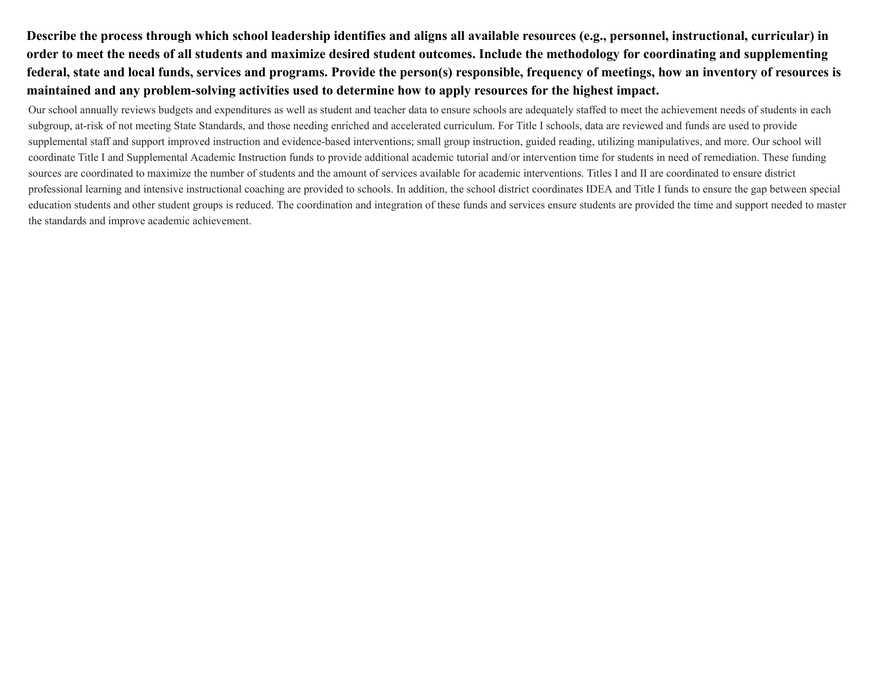**Describe the process through which school leadership identifies and aligns all available resources (e.g., personnel, instructional, curricular) in order to meet the needs of all students and maximize desired student outcomes. Include the methodology for coordinating and supplementing federal, state and local funds, services and programs. Provide the person(s) responsible, frequency of meetings, how an inventory of resources is maintained and any problem-solving activities used to determine how to apply resources for the highest impact.**

Our school annually reviews budgets and expenditures as well as student and teacher data to ensure schools are adequately staffed to meet the achievement needs of students in each subgroup, at-risk of not meeting State Standards, and those needing enriched and accelerated curriculum. For Title I schools, data are reviewed and funds are used to provide supplemental staff and support improved instruction and evidence-based interventions; small group instruction, guided reading, utilizing manipulatives, and more. Our school will coordinate Title I and Supplemental Academic Instruction funds to provide additional academic tutorial and/or intervention time for students in need of remediation. These funding sources are coordinated to maximize the number of students and the amount of services available for academic interventions. Titles I and II are coordinated to ensure district professional learning and intensive instructional coaching are provided to schools. In addition, the school district coordinates IDEA and Title I funds to ensure the gap between special education students and other student groups is reduced. The coordination and integration of these funds and services ensure students are provided the time and support needed to master the standards and improve academic achievement.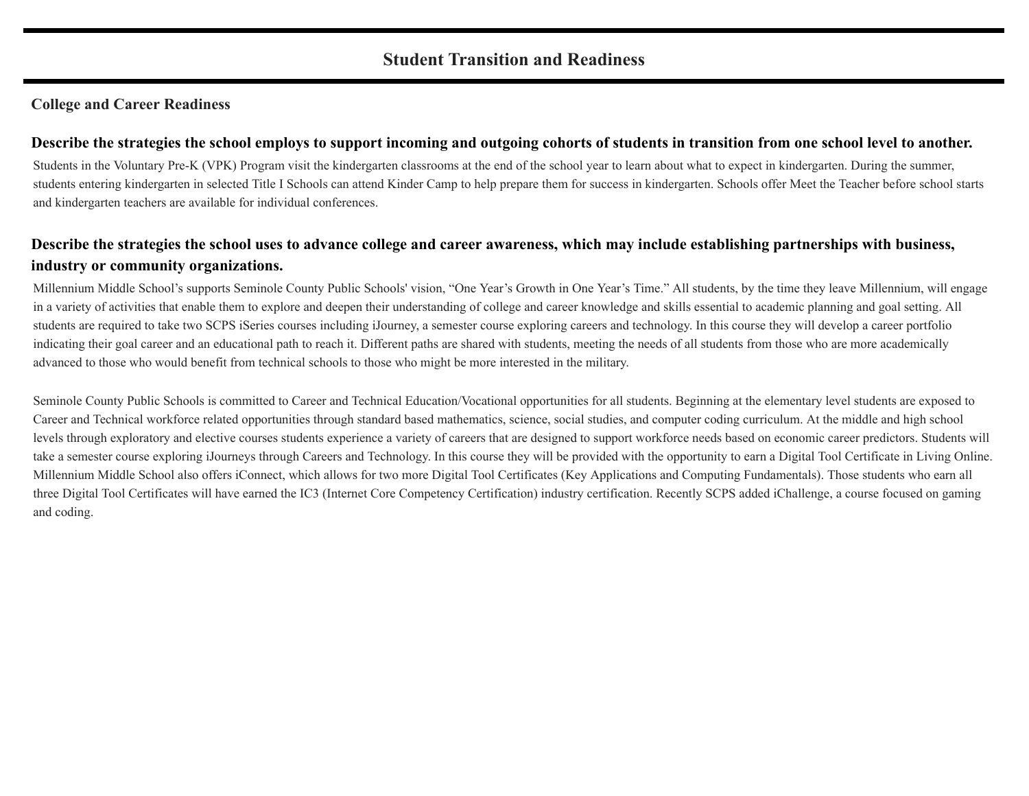# Student Transition and Readiness

## College and Career Readiness

### Describe the strategies the school employs to support incoming and outgoing cohorts of students in transition from one school level to another.

Students in the Voluntary Pre-K (VPK) Program visit the kindergarten classrooms at the end of the school year to learn about what to expect in kindergarten. During the summer, students entering kindergarten in selected Title I Schools can attend Kinder Camp to help prepare them for success in kindergarten. Schools offer Meet the Teacher before school starts and kindergarten teachers are available for individual conferences.

### Describe the strategies the school uses to advance college and career awareness, which may include establishing partnerships with business, industry or community organizations.

Millennium Middle School's supports Seminole County Public Schools' vision, "One Year's Growth in One Year's Time." All students, by the time they leave Millennium, will engage in a variety of activities that enable them to explore and deepen their understanding of college and career knowledge and skills essential to academic planning and goal setting. All students are required to take two SCPS iSeries courses including iJourney, a semester course exploring careers and technology. In this course they will develop a career portfolio indicating their goal career and an educational path to reach it. Different paths are shared with students, meeting the needs of all students from those who are more academically advanced to those who would benefit from technical schools to those who might be more interested in the military.

Seminole County Public Schools is committed to Career and Technical Education/Vocational opportunities for all students. Beginning at the elementary level students are exposed to Career and Technical workforce related opportunities through standard based mathematics, science, social studies, and computer coding curriculum. At the middle and high school levels through exploratory and elective courses students experience a variety of careers that are designed to support workforce needs based on economic career predictors. Students will take a semester course exploring iJourneys through Careers and Technology. In this course they will be provided with the opportunity to earn a Digital Tool Certificate in Living Online. Millennium Middle School also offers iConnect, which allows for two more Digital Tool Certificates (Key Applications and Computing Fundamentals). Those students who earn all three Digital Tool Certificates will have earned the IC3 (Internet Core Competency Certification) industry certification. Recently SCPS added iChallenge, a course focused on gaming and coding.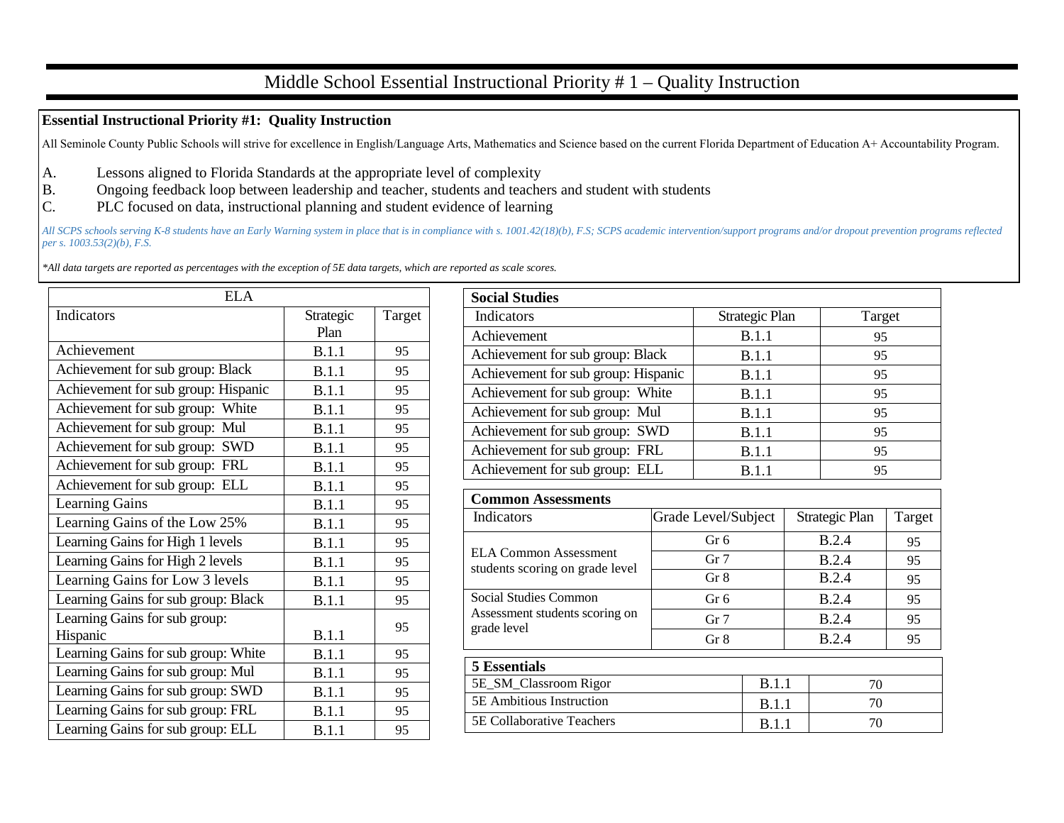# Middle School Essential Instructional Priority # 1 – Quality Instruction

**Essential Instructional Priority #1: Quality Instruction**

All Seminole County Public Schools will strive for excellence in English/Language Arts, Mathematics and Science based on the current Florida Department of Education A+ Accountability Program.

A. Lessons aligned to Florida Standards at the appropriate level of complexity
B. Ongoing feedback loop between leadership and teacher, students and teachers and student with students
C. PLC focused on data, instructional planning and student evidence of learning

*All SCPS schools serving K-8 students have an Early Warning system in place that is in compliance with s. 1001.42(18)(b), F.S; SCPS academic intervention/support programs and/or dropout prevention programs reflected per s. 1003.53(2)(b), F.S.*

**All data targets are reported as percentages with the exception of 5E data targets, which are reported as scale scores.*

| ELA | | |
|---|---|---|
| Indicators | Strategic Plan | Target |
| Achievement | B.1.1 | 95 |
| Achievement for sub group: Black | B.1.1 | 95 |
| Achievement for sub group: Hispanic | B.1.1 | 95 |
| Achievement for sub group: White | B.1.1 | 95 |
| Achievement for sub group: Mul | B.1.1 | 95 |
| Achievement for sub group: SWD | B.1.1 | 95 |
| Achievement for sub group: FRL | B.1.1 | 95 |
| Achievement for sub group: ELL | B.1.1 | 95 |
| Learning Gains | B.1.1 | 95 |
| Learning Gains of the Low 25% | B.1.1 | 95 |
| Learning Gains for High 1 levels | B.1.1 | 95 |
| Learning Gains for High 2 levels | B.1.1 | 95 |
| Learning Gains for Low 3 levels | B.1.1 | 95 |
| Learning Gains for sub group: Black | B.1.1 | 95 |
| Learning Gains for sub group: Hispanic | B.1.1 | 95 |
| Learning Gains for sub group: White | B.1.1 | 95 |
| Learning Gains for sub group: Mul | B.1.1 | 95 |
| Learning Gains for sub group: SWD | B.1.1 | 95 |
| Learning Gains for sub group: FRL | B.1.1 | 95 |
| Learning Gains for sub group: ELL | B.1.1 | 95 |

| **Social Studies** | | |
|---|---|---|
| Indicators | Strategic Plan | Target |
| Achievement | B.1.1 | 95 |
| Achievement for sub group: Black | B.1.1 | 95 |
| Achievement for sub group: Hispanic | B.1.1 | 95 |
| Achievement for sub group: White | B.1.1 | 95 |
| Achievement for sub group: Mul | B.1.1 | 95 |
| Achievement for sub group: SWD | B.1.1 | 95 |
| Achievement for sub group: FRL | B.1.1 | 95 |
| Achievement for sub group: ELL | B.1.1 | 95 |

| **Common Assessments** | | | |
|---|---|---|---|
| Indicators | Grade Level/Subject | Strategic Plan | Target |
| ELA Common Assessment students scoring on grade level | Gr 6 | B.2.4 | 95 |
| | Gr 7 | B.2.4 | 95 |
| | Gr 8 | B.2.4 | 95 |
| Social Studies Common Assessment students scoring on grade level | Gr 6 | B.2.4 | 95 |
| | Gr 7 | B.2.4 | 95 |
| | Gr 8 | B.2.4 | 95 |

| **5 Essentials** | | |
|---|---|---|
| 5E_SM_Classroom Rigor | B.1.1 | 70 |
| 5E Ambitious Instruction | B.1.1 | 70 |
| 5E Collaborative Teachers | B.1.1 | 70 |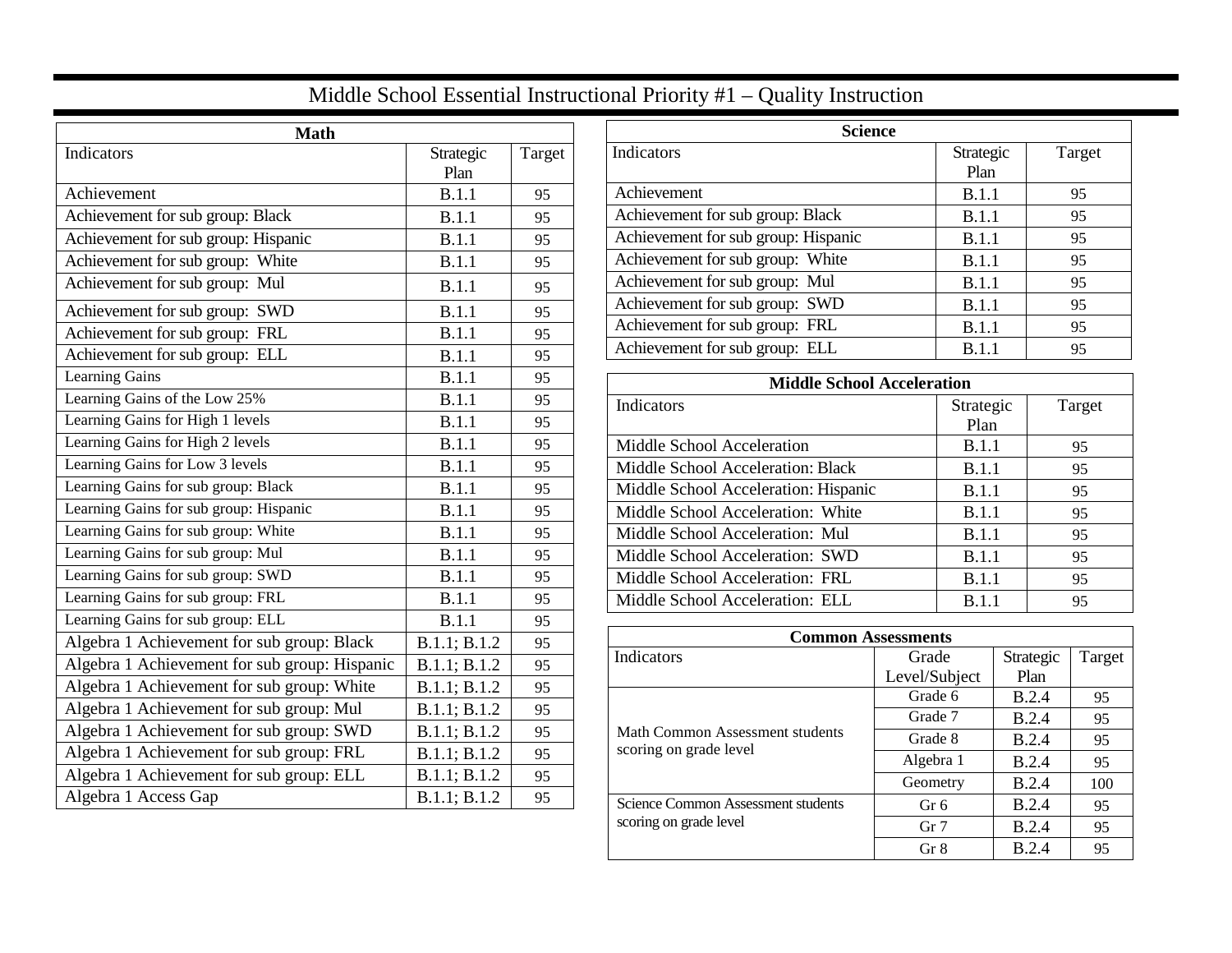# Middle School Essential Instructional Priority #1 – Quality Instruction

| Math | | |
|---|---|---|
| Indicators | Strategic Plan | Target |
| Achievement | B.1.1 | 95 |
| Achievement for sub group: Black | B.1.1 | 95 |
| Achievement for sub group: Hispanic | B.1.1 | 95 |
| Achievement for sub group: White | B.1.1 | 95 |
| Achievement for sub group: Mul | B.1.1 | 95 |
| Achievement for sub group: SWD | B.1.1 | 95 |
| Achievement for sub group: FRL | B.1.1 | 95 |
| Achievement for sub group: ELL | B.1.1 | 95 |
| Learning Gains | B.1.1 | 95 |
| Learning Gains of the Low 25% | B.1.1 | 95 |
| Learning Gains for High 1 levels | B.1.1 | 95 |
| Learning Gains for High 2 levels | B.1.1 | 95 |
| Learning Gains for Low 3 levels | B.1.1 | 95 |
| Learning Gains for sub group: Black | B.1.1 | 95 |
| Learning Gains for sub group: Hispanic | B.1.1 | 95 |
| Learning Gains for sub group: White | B.1.1 | 95 |
| Learning Gains for sub group: Mul | B.1.1 | 95 |
| Learning Gains for sub group: SWD | B.1.1 | 95 |
| Learning Gains for sub group: FRL | B.1.1 | 95 |
| Learning Gains for sub group: ELL | B.1.1 | 95 |
| Algebra 1 Achievement for sub group: Black | B.1.1; B.1.2 | 95 |
| Algebra 1 Achievement for sub group: Hispanic | B.1.1; B.1.2 | 95 |
| Algebra 1 Achievement for sub group: White | B.1.1; B.1.2 | 95 |
| Algebra 1 Achievement for sub group: Mul | B.1.1; B.1.2 | 95 |
| Algebra 1 Achievement for sub group: SWD | B.1.1; B.1.2 | 95 |
| Algebra 1 Achievement for sub group: FRL | B.1.1; B.1.2 | 95 |
| Algebra 1 Achievement for sub group: ELL | B.1.1; B.1.2 | 95 |
| Algebra 1 Access Gap | B.1.1; B.1.2 | 95 |

| Science | | |
|---|---|---|
| Indicators | Strategic Plan | Target |
| Achievement | B.1.1 | 95 |
| Achievement for sub group: Black | B.1.1 | 95 |
| Achievement for sub group: Hispanic | B.1.1 | 95 |
| Achievement for sub group: White | B.1.1 | 95 |
| Achievement for sub group: Mul | B.1.1 | 95 |
| Achievement for sub group: SWD | B.1.1 | 95 |
| Achievement for sub group: FRL | B.1.1 | 95 |
| Achievement for sub group: ELL | B.1.1 | 95 |

| Middle School Acceleration | | |
|---|---|---|
| Indicators | Strategic Plan | Target |
| Middle School Acceleration | B.1.1 | 95 |
| Middle School Acceleration: Black | B.1.1 | 95 |
| Middle School Acceleration: Hispanic | B.1.1 | 95 |
| Middle School Acceleration: White | B.1.1 | 95 |
| Middle School Acceleration: Mul | B.1.1 | 95 |
| Middle School Acceleration: SWD | B.1.1 | 95 |
| Middle School Acceleration: FRL | B.1.1 | 95 |
| Middle School Acceleration: ELL | B.1.1 | 95 |

| Common Assessments | | | |
|---|---|---|---|
| Indicators | Grade Level/Subject | Strategic Plan | Target |
| Math Common Assessment students scoring on grade level | Grade 6 | B.2.4 | 95 |
| | Grade 7 | B.2.4 | 95 |
| | Grade 8 | B.2.4 | 95 |
| | Algebra 1 | B.2.4 | 95 |
| | Geometry | B.2.4 | 100 |
| Science Common Assessment students scoring on grade level | Gr 6 | B.2.4 | 95 |
| | Gr 7 | B.2.4 | 95 |
| | Gr 8 | B.2.4 | 95 |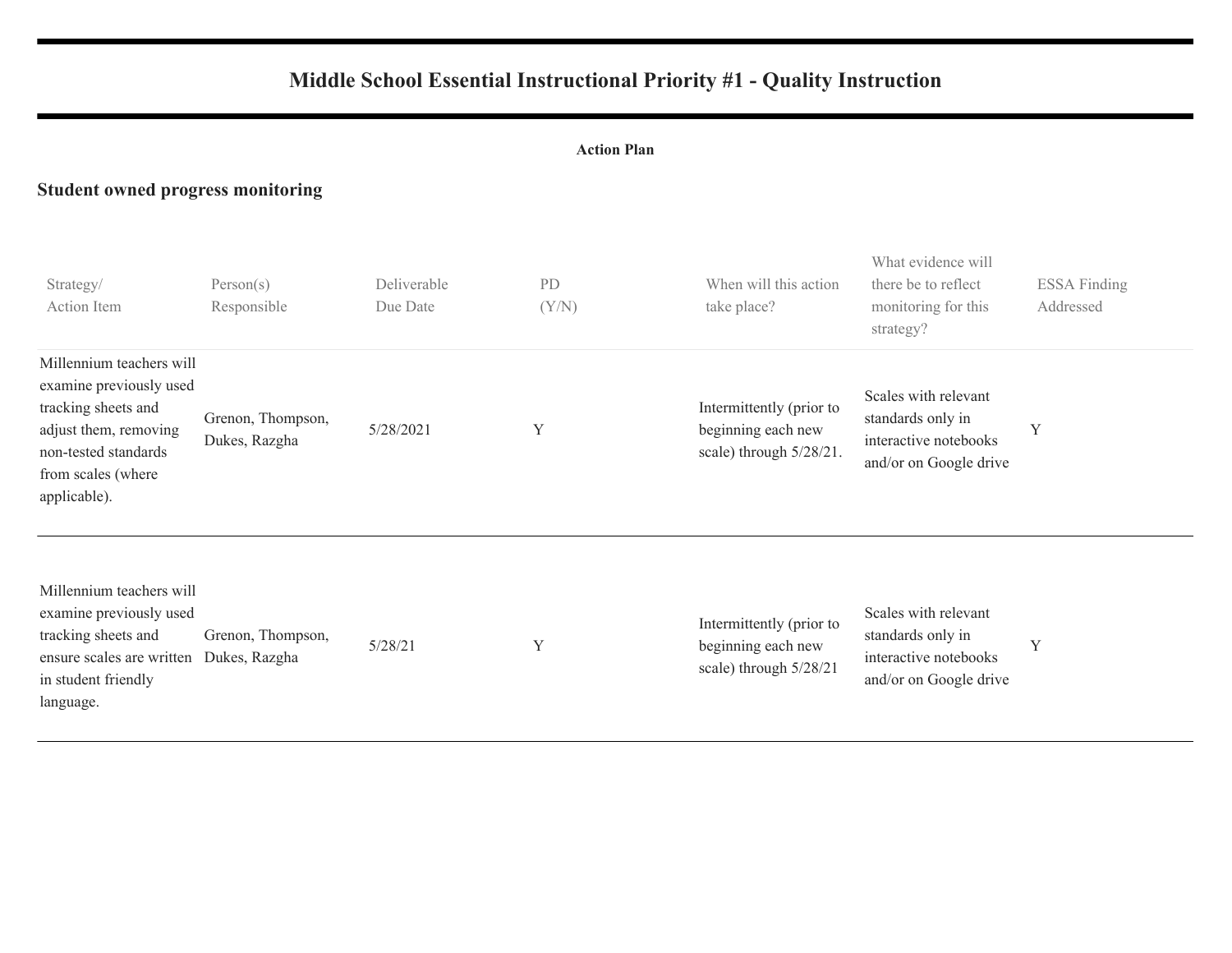# Middle School Essential Instructional Priority #1 - Quality Instruction

**Action Plan**

## Student owned progress monitoring

| Strategy/ Action Item | Person(s) Responsible | Deliverable Due Date | PD (Y/N) | When will this action take place? | What evidence will there be to reflect monitoring for this strategy? | ESSA Finding Addressed |
|---|---|---|---|---|---|---|
| Millennium teachers will examine previously used tracking sheets and adjust them, removing non-tested standards from scales (where applicable). | Grenon, Thompson, Dukes, Razgha | 5/28/2021 | Y | Intermittently (prior to beginning each new scale) through 5/28/21. | Scales with relevant standards only in interactive notebooks and/or on Google drive | Y |
| Millennium teachers will examine previously used tracking sheets and ensure scales are written in student friendly language. | Grenon, Thompson, Dukes, Razgha | 5/28/21 | Y | Intermittently (prior to beginning each new scale) through 5/28/21 | Scales with relevant standards only in interactive notebooks and/or on Google drive | Y |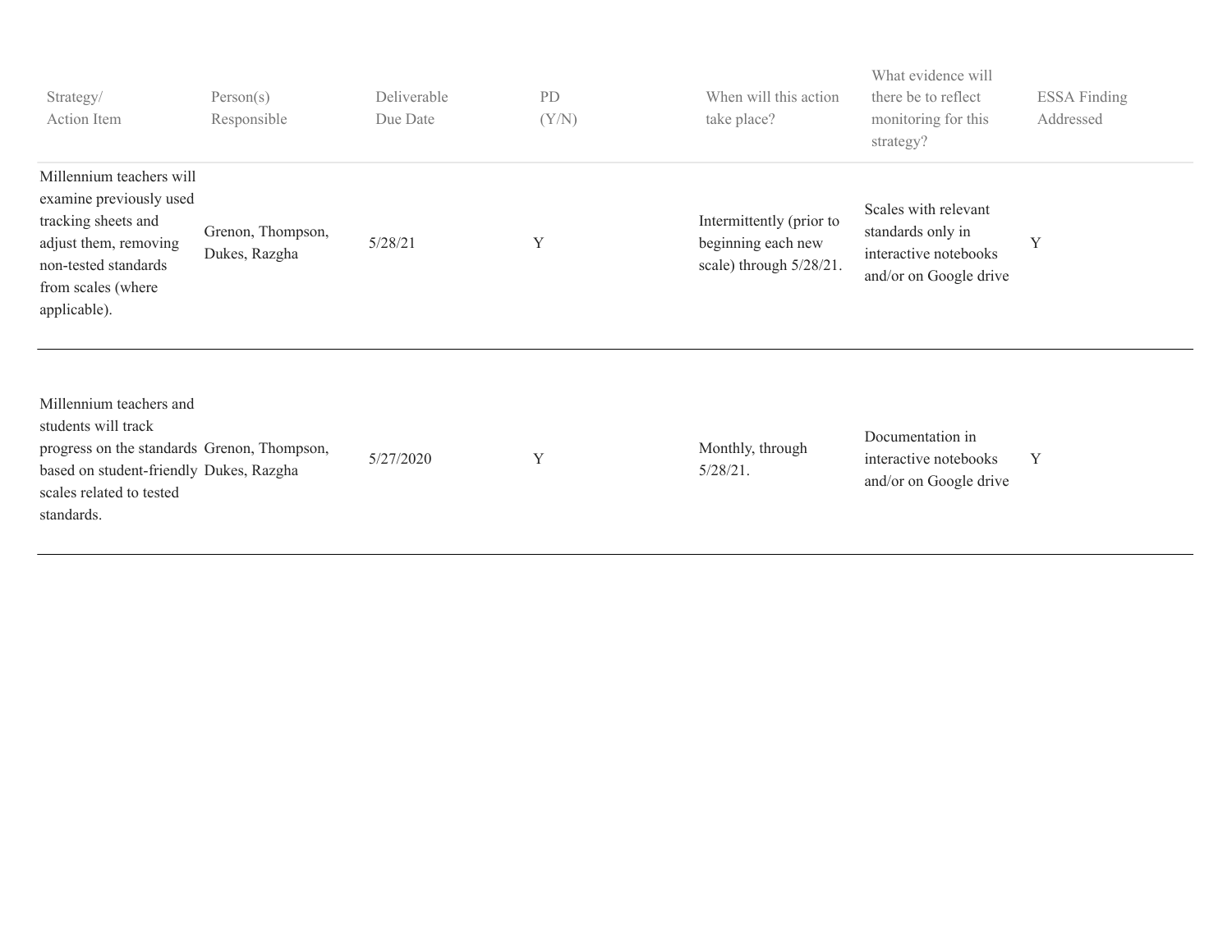| Strategy/ Action Item | Person(s) Responsible | Deliverable Due Date | PD (Y/N) | When will this action take place? | What evidence will there be to reflect monitoring for this strategy? | ESSA Finding Addressed |
|---|---|---|---|---|---|---|
| Millennium teachers will examine previously used tracking sheets and adjust them, removing non-tested standards from scales (where applicable). | Grenon, Thompson, Dukes, Razgha | 5/28/21 | Y | Intermittently (prior to beginning each new scale) through 5/28/21. | Scales with relevant standards only in interactive notebooks and/or on Google drive | Y |
| Millennium teachers and students will track progress on the standards based on student-friendly scales related to tested standards. | Grenon, Thompson, Dukes, Razgha | 5/27/2020 | Y | Monthly, through 5/28/21. | Documentation in interactive notebooks and/or on Google drive | Y |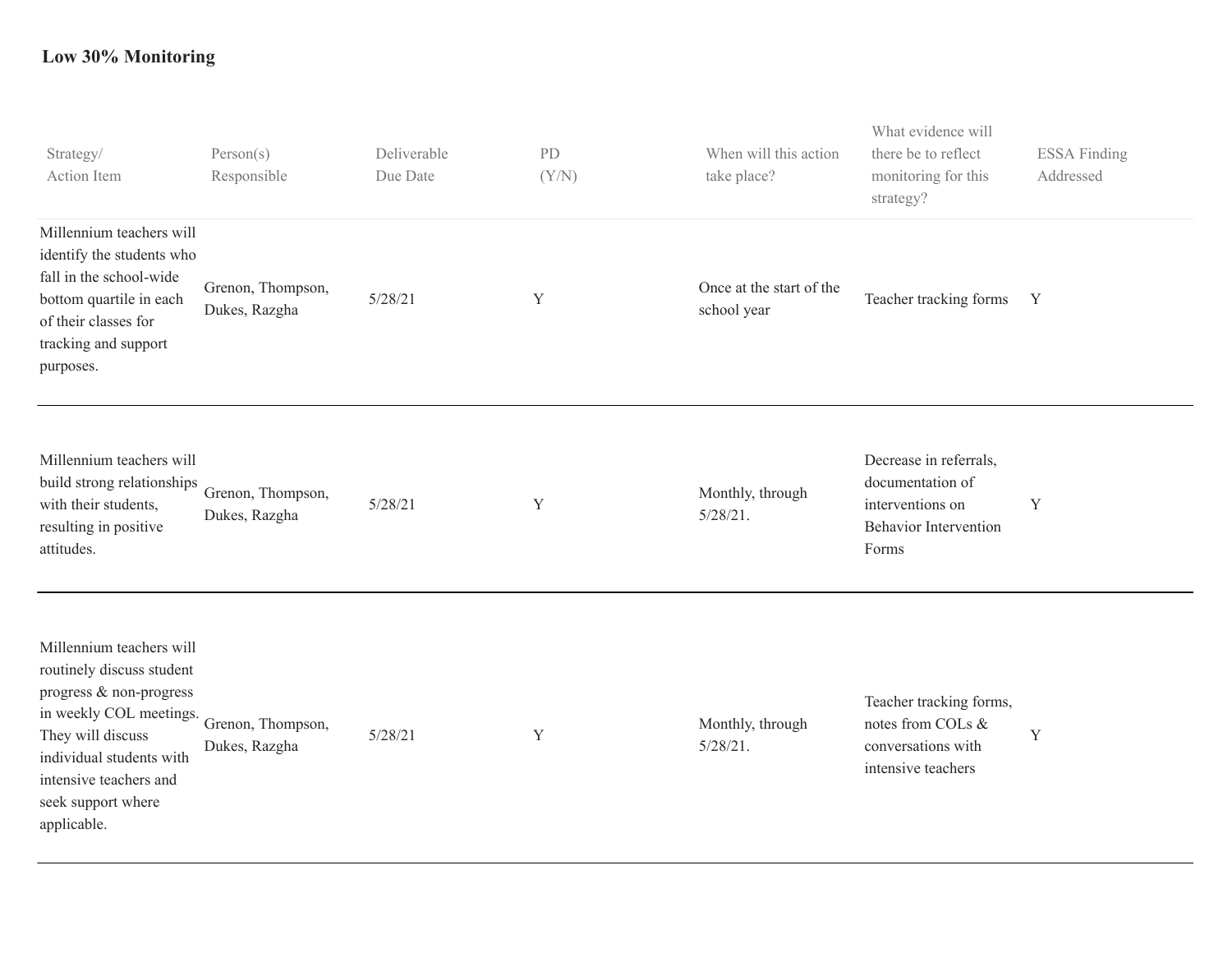**Low 30% Monitoring**

| Strategy/ Action Item | Person(s) Responsible | Deliverable Due Date | PD (Y/N) | When will this action take place? | What evidence will there be to reflect monitoring for this strategy? | ESSA Finding Addressed |
|---|---|---|---|---|---|---|
| Millennium teachers will identify the students who fall in the school-wide bottom quartile in each of their classes for tracking and support purposes. | Grenon, Thompson, Dukes, Razgha | 5/28/21 | Y | Once at the start of the school year | Teacher tracking forms | Y |
| Millennium teachers will build strong relationships with their students, resulting in positive attitudes. | Grenon, Thompson, Dukes, Razgha | 5/28/21 | Y | Monthly, through 5/28/21. | Decrease in referrals, documentation of interventions on Behavior Intervention Forms | Y |
| Millennium teachers will routinely discuss student progress & non-progress in weekly COL meetings. They will discuss individual students with intensive teachers and seek support where applicable. | Grenon, Thompson, Dukes, Razgha | 5/28/21 | Y | Monthly, through 5/28/21. | Teacher tracking forms, notes from COLs & conversations with intensive teachers | Y |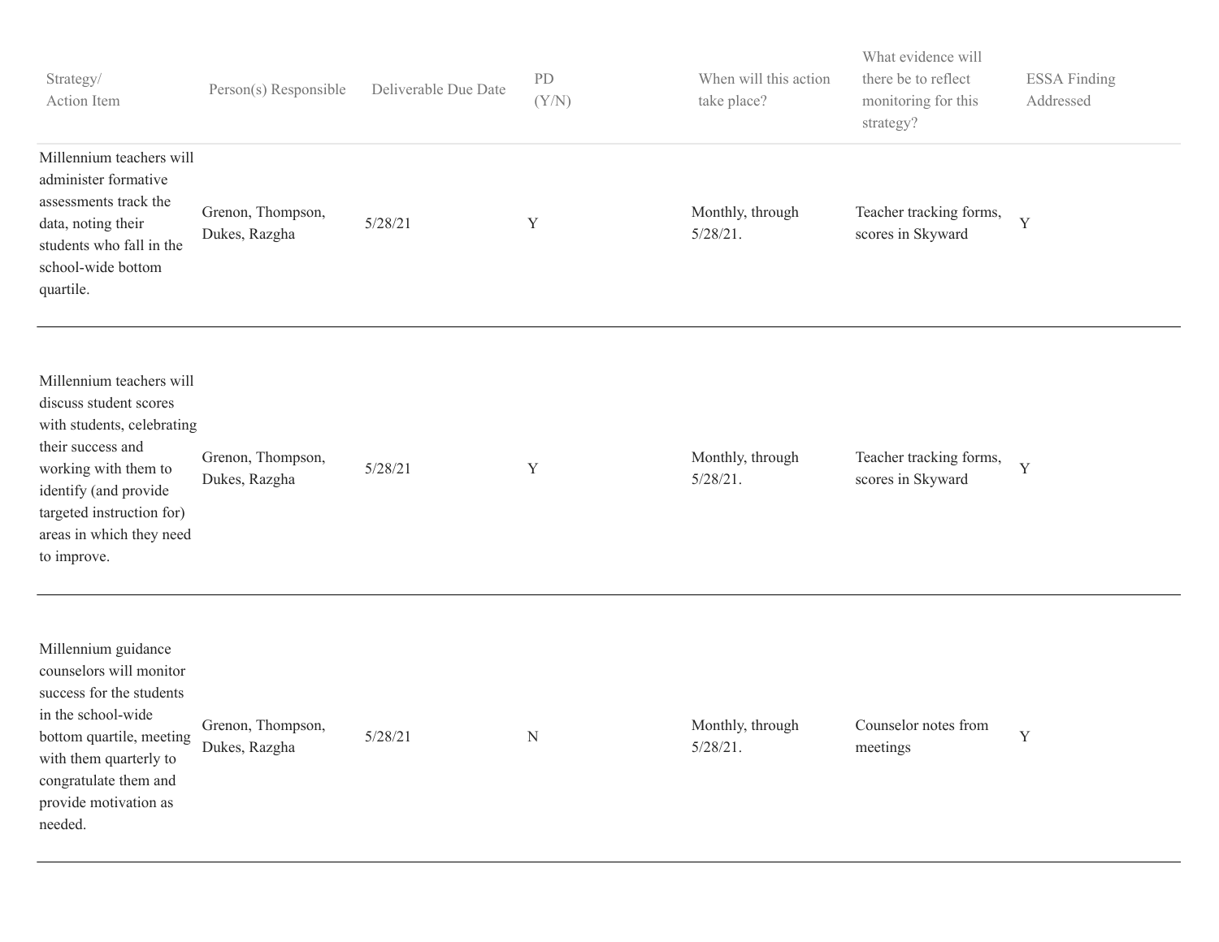| Strategy/ Action Item | Person(s) Responsible | Deliverable Due Date | PD (Y/N) | When will this action take place? | What evidence will there be to reflect monitoring for this strategy? | ESSA Finding Addressed |
|---|---|---|---|---|---|---|
| Millennium teachers will administer formative assessments track the data, noting their students who fall in the school-wide bottom quartile. | Grenon, Thompson, Dukes, Razgha | 5/28/21 | Y | Monthly, through 5/28/21. | Teacher tracking forms, scores in Skyward | Y |
| Millennium teachers will discuss student scores with students, celebrating their success and working with them to identify (and provide targeted instruction for) areas in which they need to improve. | Grenon, Thompson, Dukes, Razgha | 5/28/21 | Y | Monthly, through 5/28/21. | Teacher tracking forms, scores in Skyward | Y |
| Millennium guidance counselors will monitor success for the students in the school-wide bottom quartile, meeting with them quarterly to congratulate them and provide motivation as needed. | Grenon, Thompson, Dukes, Razgha | 5/28/21 | N | Monthly, through 5/28/21. | Counselor notes from meetings | Y |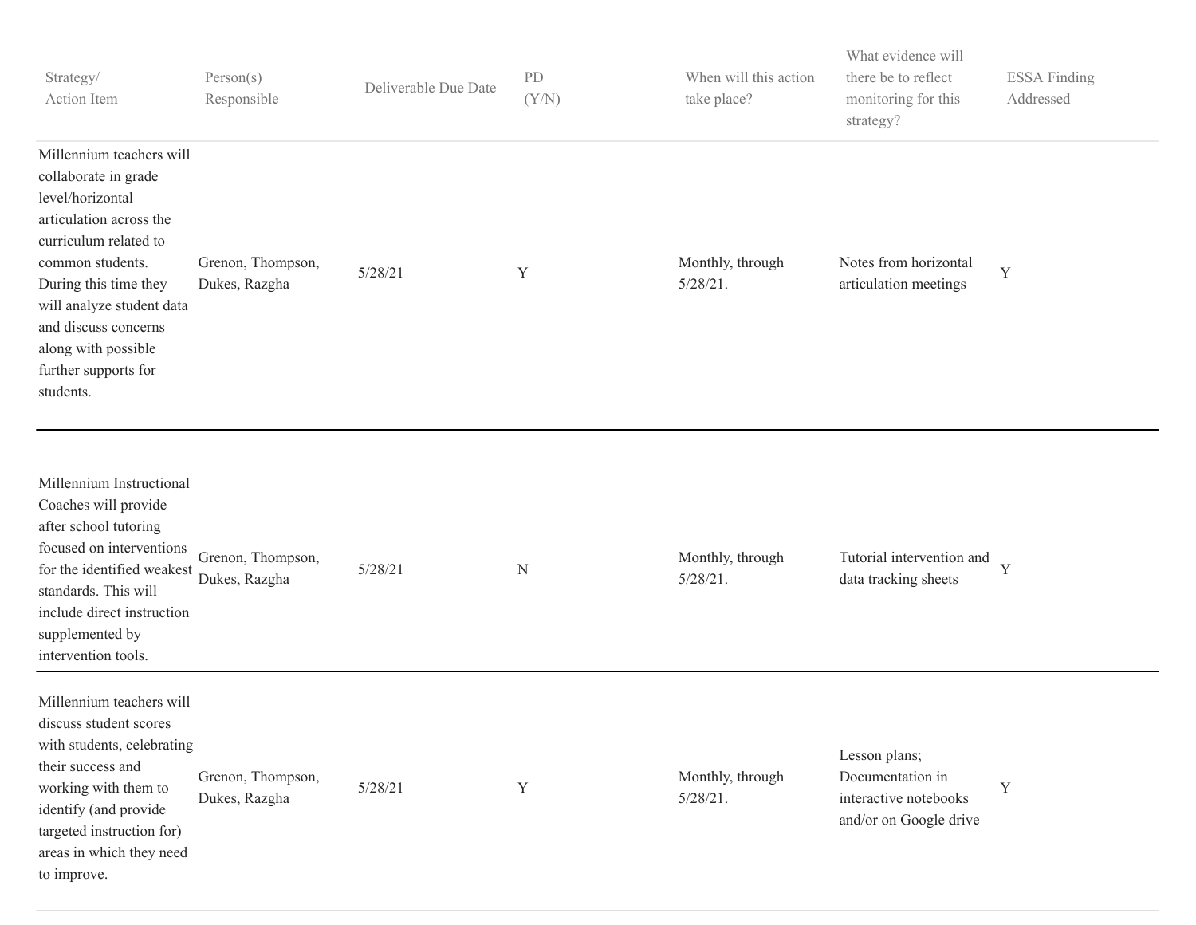| Strategy/ Action Item | Person(s) Responsible | Deliverable Due Date | PD (Y/N) | When will this action take place? | What evidence will there be to reflect monitoring for this strategy? | ESSA Finding Addressed |
|---|---|---|---|---|---|---|
| Millennium teachers will collaborate in grade level/horizontal articulation across the curriculum related to common students. During this time they will analyze student data and discuss concerns along with possible further supports for students. | Grenon, Thompson, Dukes, Razgha | 5/28/21 | Y | Monthly, through 5/28/21. | Notes from horizontal articulation meetings | Y |
| Millennium Instructional Coaches will provide after school tutoring focused on interventions for the identified weakest standards. This will include direct instruction supplemented by intervention tools. | Grenon, Thompson, Dukes, Razgha | 5/28/21 | N | Monthly, through 5/28/21. | Tutorial intervention and data tracking sheets | Y |
| Millennium teachers will discuss student scores with students, celebrating their success and working with them to identify (and provide targeted instruction for) areas in which they need to improve. | Grenon, Thompson, Dukes, Razgha | 5/28/21 | Y | Monthly, through 5/28/21. | Lesson plans; Documentation in interactive notebooks and/or on Google drive | Y |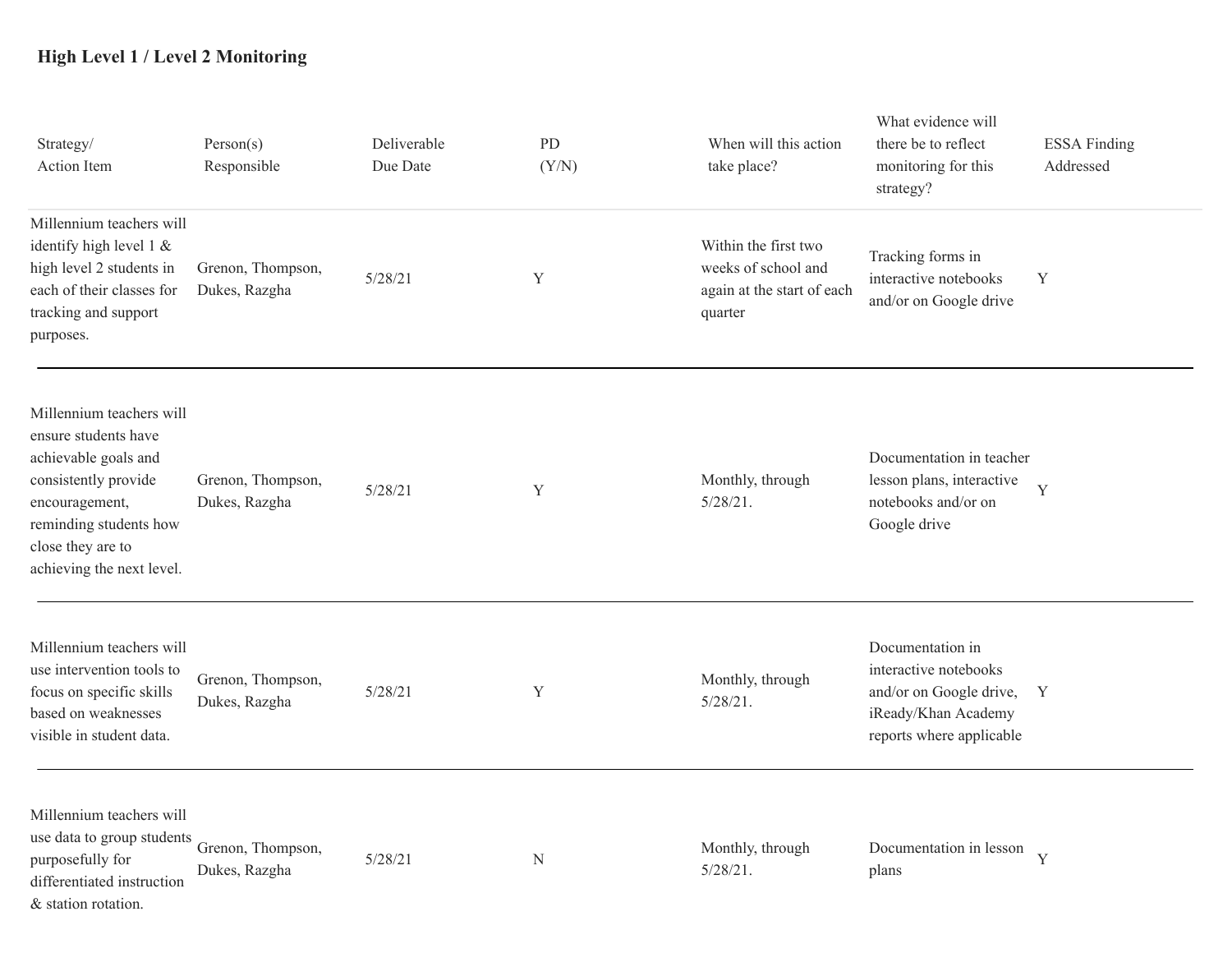**High Level 1 / Level 2 Monitoring**

| Strategy/ Action Item | Person(s) Responsible | Deliverable Due Date | PD (Y/N) | When will this action take place? | What evidence will there be to reflect monitoring for this strategy? | ESSA Finding Addressed |
|---|---|---|---|---|---|---|
| Millennium teachers will identify high level 1 & high level 2 students in each of their classes for tracking and support purposes. | Grenon, Thompson, Dukes, Razgha | 5/28/21 | Y | Within the first two weeks of school and again at the start of each quarter | Tracking forms in interactive notebooks and/or on Google drive | Y |
| Millennium teachers will ensure students have achievable goals and consistently provide encouragement, reminding students how close they are to achieving the next level. | Grenon, Thompson, Dukes, Razgha | 5/28/21 | Y | Monthly, through 5/28/21. | Documentation in teacher lesson plans, interactive notebooks and/or on Google drive | Y |
| Millennium teachers will use intervention tools to focus on specific skills based on weaknesses visible in student data. | Grenon, Thompson, Dukes, Razgha | 5/28/21 | Y | Monthly, through 5/28/21. | Documentation in interactive notebooks and/or on Google drive, iReady/Khan Academy reports where applicable | Y |
| Millennium teachers will use data to group students purposefully for differentiated instruction & station rotation. | Grenon, Thompson, Dukes, Razgha | 5/28/21 | N | Monthly, through 5/28/21. | Documentation in lesson plans | Y |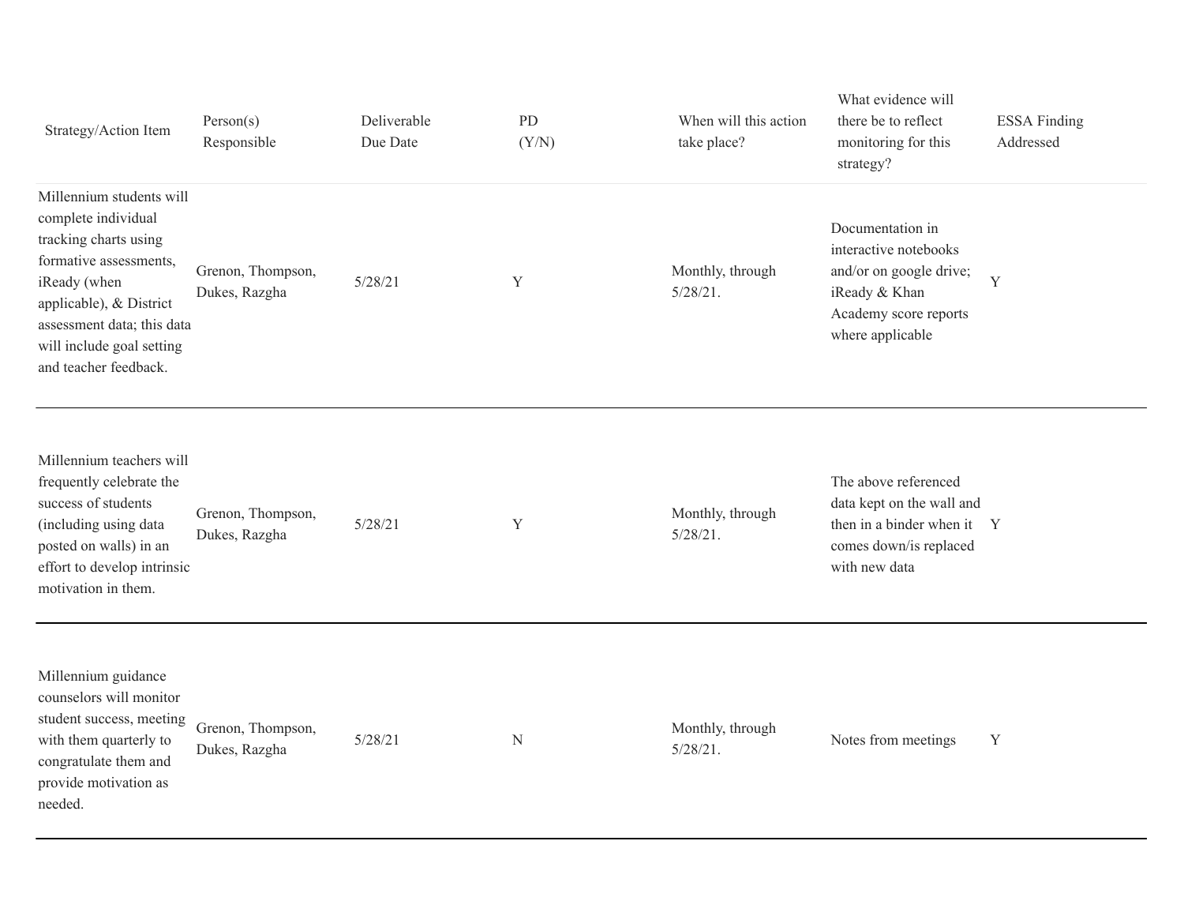| Strategy/Action Item | Person(s) Responsible | Deliverable Due Date | PD (Y/N) | When will this action take place? | What evidence will there be to reflect monitoring for this strategy? | ESSA Finding Addressed |
|---|---|---|---|---|---|---|
| Millennium students will complete individual tracking charts using formative assessments, iReady (when applicable), & District assessment data; this data will include goal setting and teacher feedback. | Grenon, Thompson, Dukes, Razgha | 5/28/21 | Y | Monthly, through 5/28/21. | Documentation in interactive notebooks and/or on google drive; iReady & Khan Academy score reports where applicable | Y |
| Millennium teachers will frequently celebrate the success of students (including using data posted on walls) in an effort to develop intrinsic motivation in them. | Grenon, Thompson, Dukes, Razgha | 5/28/21 | Y | Monthly, through 5/28/21. | The above referenced data kept on the wall and then in a binder when it comes down/is replaced with new data | Y |
| Millennium guidance counselors will monitor student success, meeting with them quarterly to congratulate them and provide motivation as needed. | Grenon, Thompson, Dukes, Razgha | 5/28/21 | N | Monthly, through 5/28/21. | Notes from meetings | Y |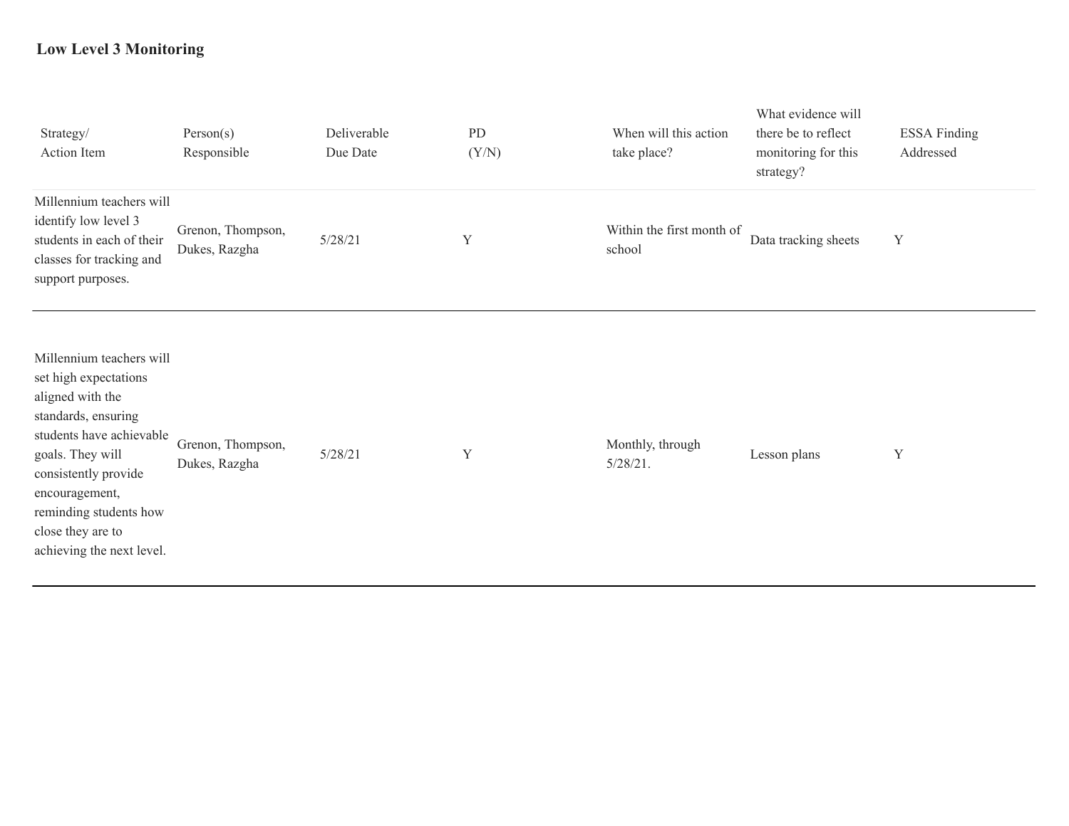**Low Level 3 Monitoring**

| Strategy/ Action Item | Person(s) Responsible | Deliverable Due Date | PD (Y/N) | When will this action take place? | What evidence will there be to reflect monitoring for this strategy? | ESSA Finding Addressed |
|---|---|---|---|---|---|---|
| Millennium teachers will identify low level 3 students in each of their classes for tracking and support purposes. | Grenon, Thompson, Dukes, Razgha | 5/28/21 | Y | Within the first month of school | Data tracking sheets | Y |
| Millennium teachers will set high expectations aligned with the standards, ensuring students have achievable goals. They will consistently provide encouragement, reminding students how close they are to achieving the next level. | Grenon, Thompson, Dukes, Razgha | 5/28/21 | Y | Monthly, through 5/28/21. | Lesson plans | Y |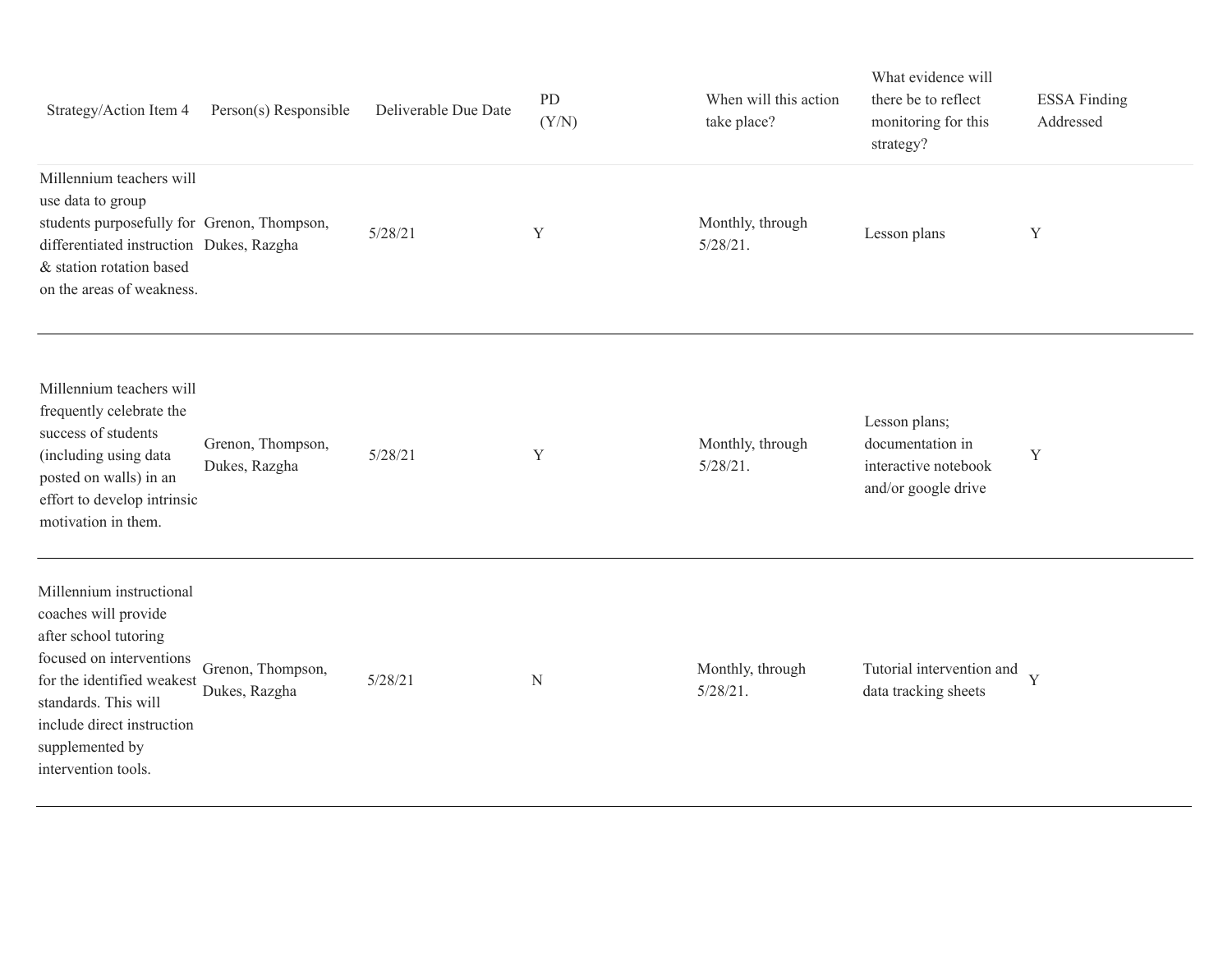| Strategy/Action Item 4 | Person(s) Responsible | Deliverable Due Date | PD (Y/N) | When will this action take place? | What evidence will there be to reflect monitoring for this strategy? | ESSA Finding Addressed |
|---|---|---|---|---|---|---|
| Millennium teachers will use data to group students purposefully for differentiated instruction & station rotation based on the areas of weakness. | Grenon, Thompson, Dukes, Razgha | 5/28/21 | Y | Monthly, through 5/28/21. | Lesson plans | Y |
| Millennium teachers will frequently celebrate the success of students (including using data posted on walls) in an effort to develop intrinsic motivation in them. | Grenon, Thompson, Dukes, Razgha | 5/28/21 | Y | Monthly, through 5/28/21. | Lesson plans; documentation in interactive notebook and/or google drive | Y |
| Millennium instructional coaches will provide after school tutoring focused on interventions for the identified weakest standards. This will include direct instruction supplemented by intervention tools. | Grenon, Thompson, Dukes, Razgha | 5/28/21 | N | Monthly, through 5/28/21. | Tutorial intervention and data tracking sheets | Y |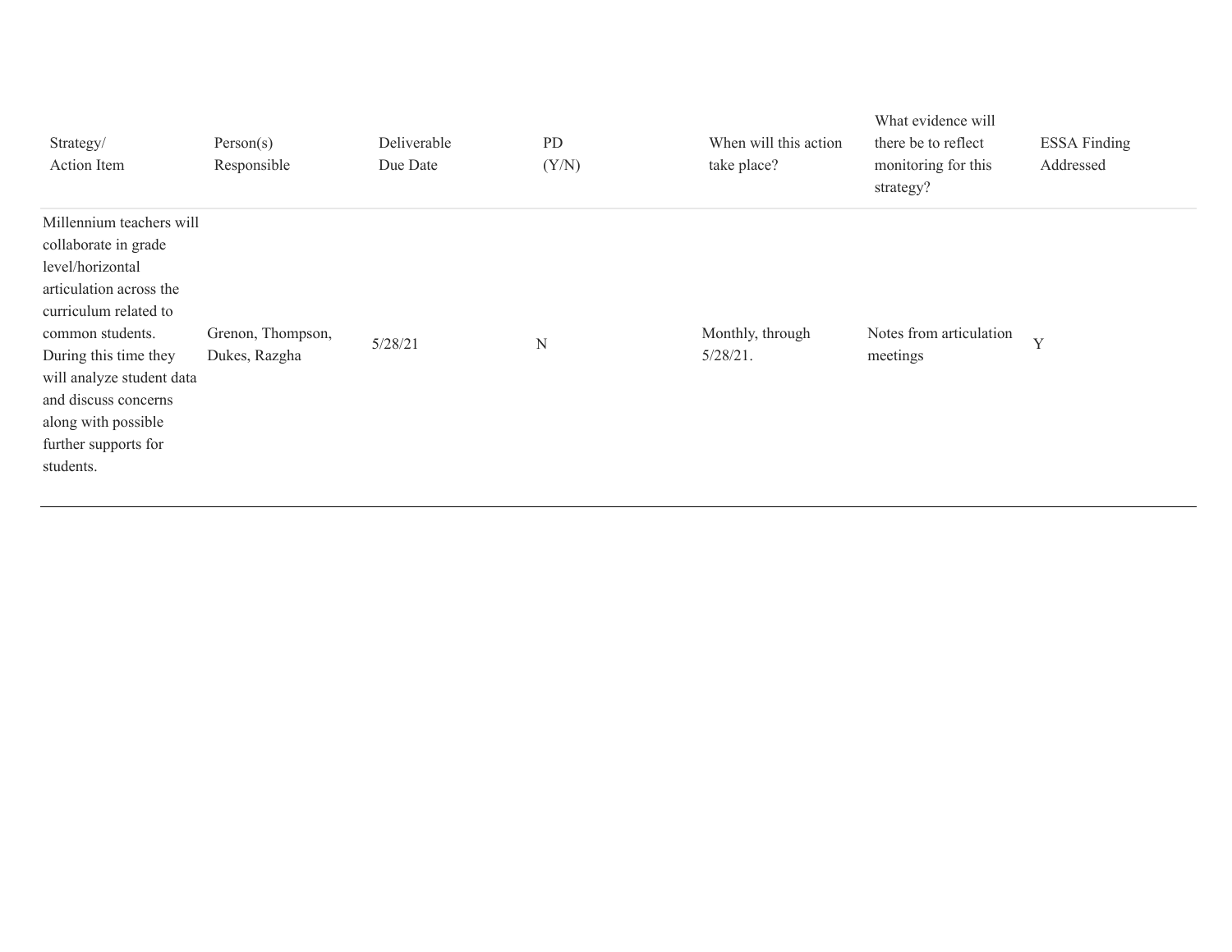| Strategy/ Action Item | Person(s) Responsible | Deliverable Due Date | PD (Y/N) | When will this action take place? | What evidence will there be to reflect monitoring for this strategy? | ESSA Finding Addressed |
|---|---|---|---|---|---|---|
| Millennium teachers will collaborate in grade level/horizontal articulation across the curriculum related to common students. During this time they will analyze student data and discuss concerns along with possible further supports for students. | Grenon, Thompson, Dukes, Razgha | 5/28/21 | N | Monthly, through 5/28/21. | Notes from articulation meetings | Y |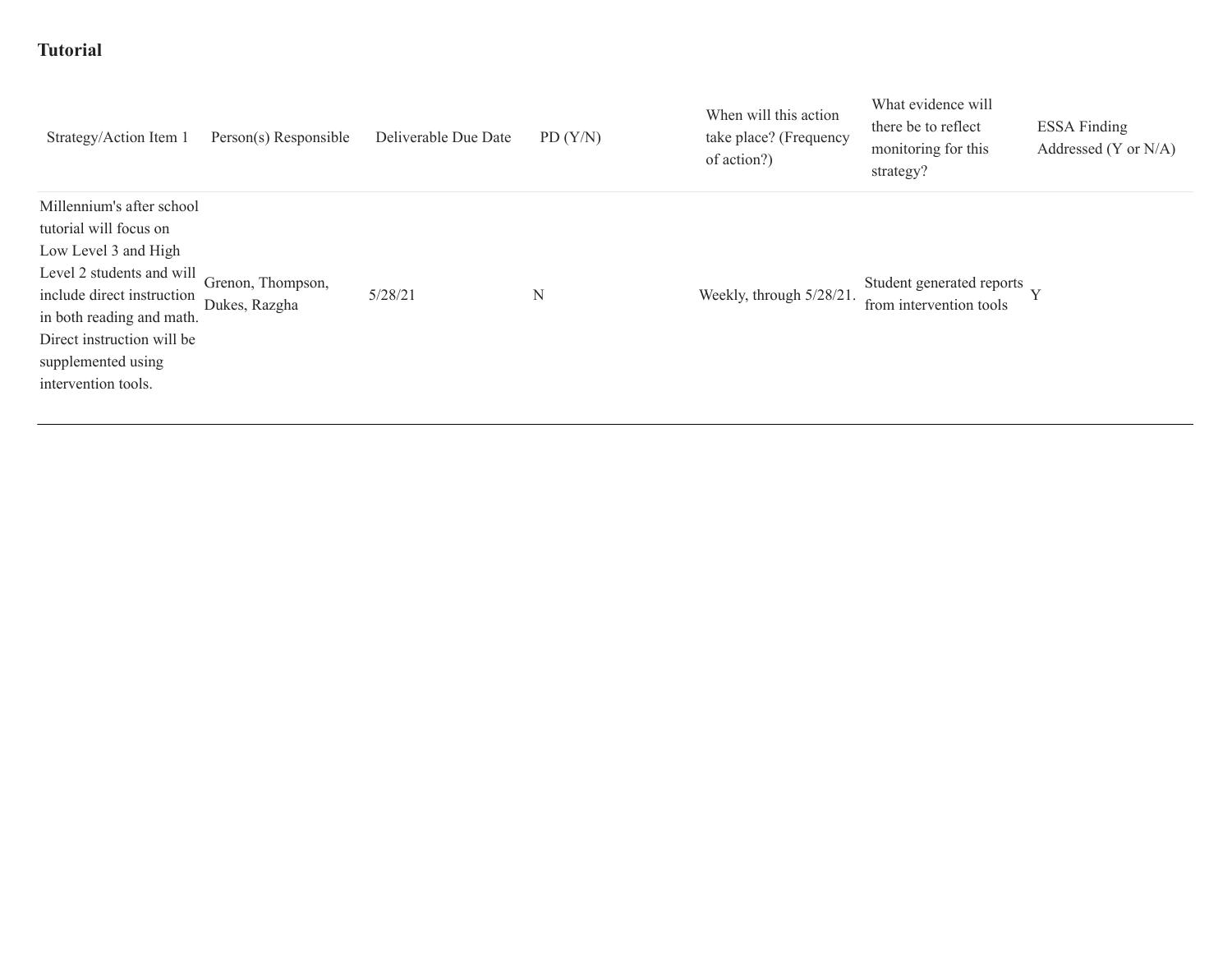**Tutorial**

| Strategy/Action Item 1 | Person(s) Responsible | Deliverable Due Date | PD (Y/N) | When will this action take place? (Frequency of action?) | What evidence will there be to reflect monitoring for this strategy? | ESSA Finding Addressed (Y or N/A) |
|---|---|---|---|---|---|---|
| Millennium's after school tutorial will focus on Low Level 3 and High Level 2 students and will include direct instruction in both reading and math. Direct instruction will be supplemented using intervention tools. | Grenon, Thompson, Dukes, Razgha | 5/28/21 | N | Weekly, through 5/28/21. | Student generated reports from intervention tools | Y |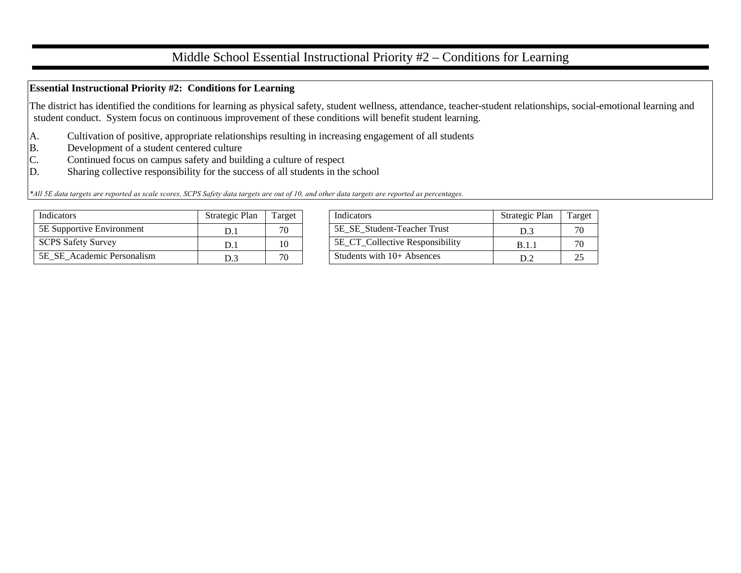# Middle School Essential Instructional Priority #2 – Conditions for Learning

**Essential Instructional Priority #2: Conditions for Learning**

The district has identified the conditions for learning as physical safety, student wellness, attendance, teacher-student relationships, social-emotional learning and student conduct. System focus on continuous improvement of these conditions will benefit student learning.

A. Cultivation of positive, appropriate relationships resulting in increasing engagement of all students
B. Development of a student centered culture
C. Continued focus on campus safety and building a culture of respect
D. Sharing collective responsibility for the success of all students in the school

*\*All 5E data targets are reported as scale scores, SCPS Safety data targets are out of 10, and other data targets are reported as percentages.*

| Indicators | Strategic Plan | Target |
|---|---|---|
| 5E Supportive Environment | D.1 | 70 |
| SCPS Safety Survey | D.1 | 10 |
| 5E_SE_Academic Personalism | D.3 | 70 |

| Indicators | Strategic Plan | Target |
|---|---|---|
| 5E_SE_Student-Teacher Trust | D.3 | 70 |
| 5E_CT_Collective Responsibility | B.1.1 | 70 |
| Students with 10+ Absences | D.2 | 25 |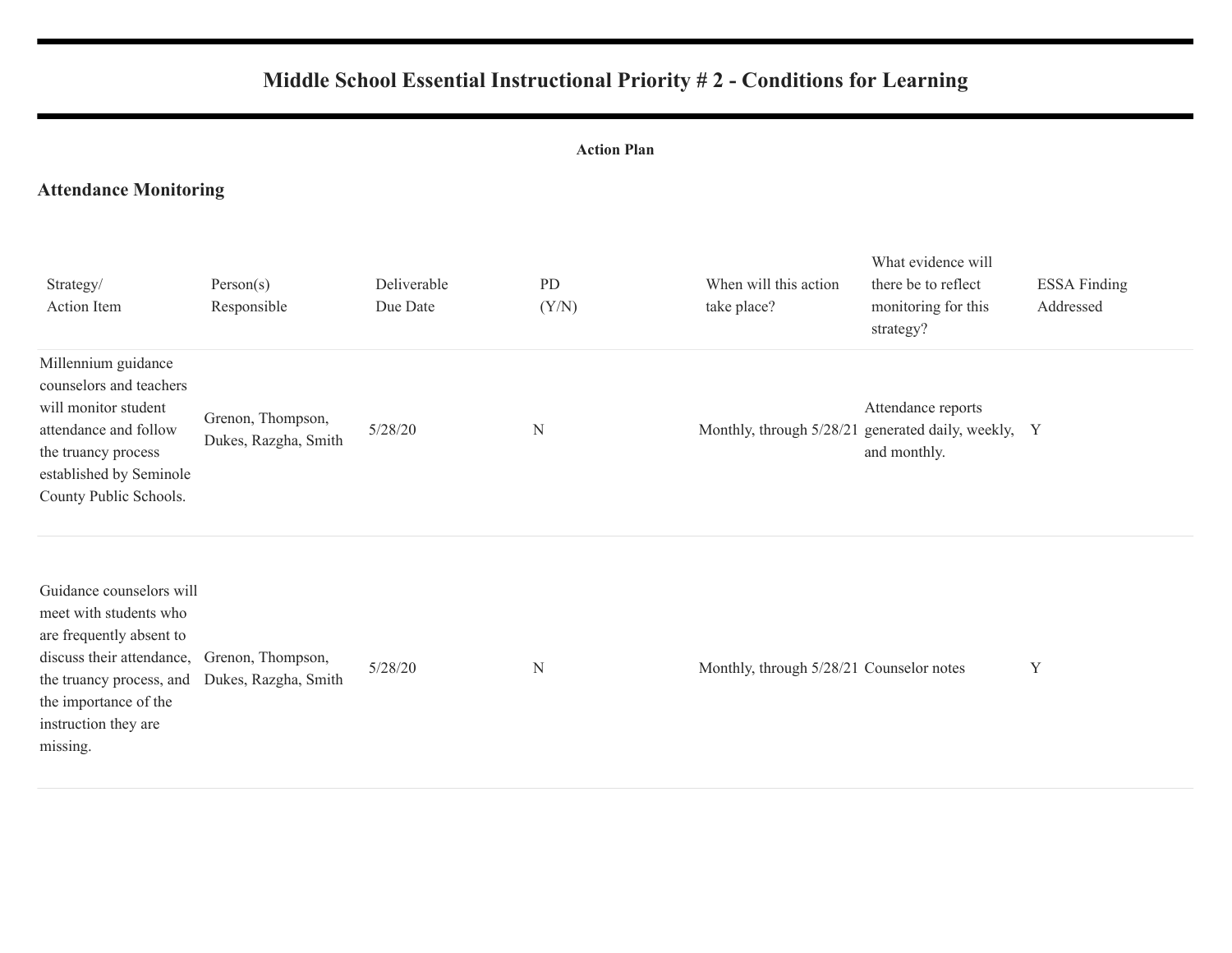# Middle School Essential Instructional Priority # 2 - Conditions for Learning

**Action Plan**

### Attendance Monitoring

| Strategy/ Action Item | Person(s) Responsible | Deliverable Due Date | PD (Y/N) | When will this action take place? | What evidence will there be to reflect monitoring for this strategy? | ESSA Finding Addressed |
|---|---|---|---|---|---|---|
| Millennium guidance counselors and teachers will monitor student attendance and follow the truancy process established by Seminole County Public Schools. | Grenon, Thompson, Dukes, Razgha, Smith | 5/28/20 | N | Monthly, through 5/28/21 | Attendance reports generated daily, weekly, and monthly. | Y |
| Guidance counselors will meet with students who are frequently absent to discuss their attendance, the truancy process, and the importance of the instruction they are missing. | Grenon, Thompson, Dukes, Razgha, Smith | 5/28/20 | N | Monthly, through 5/28/21 | Counselor notes | Y |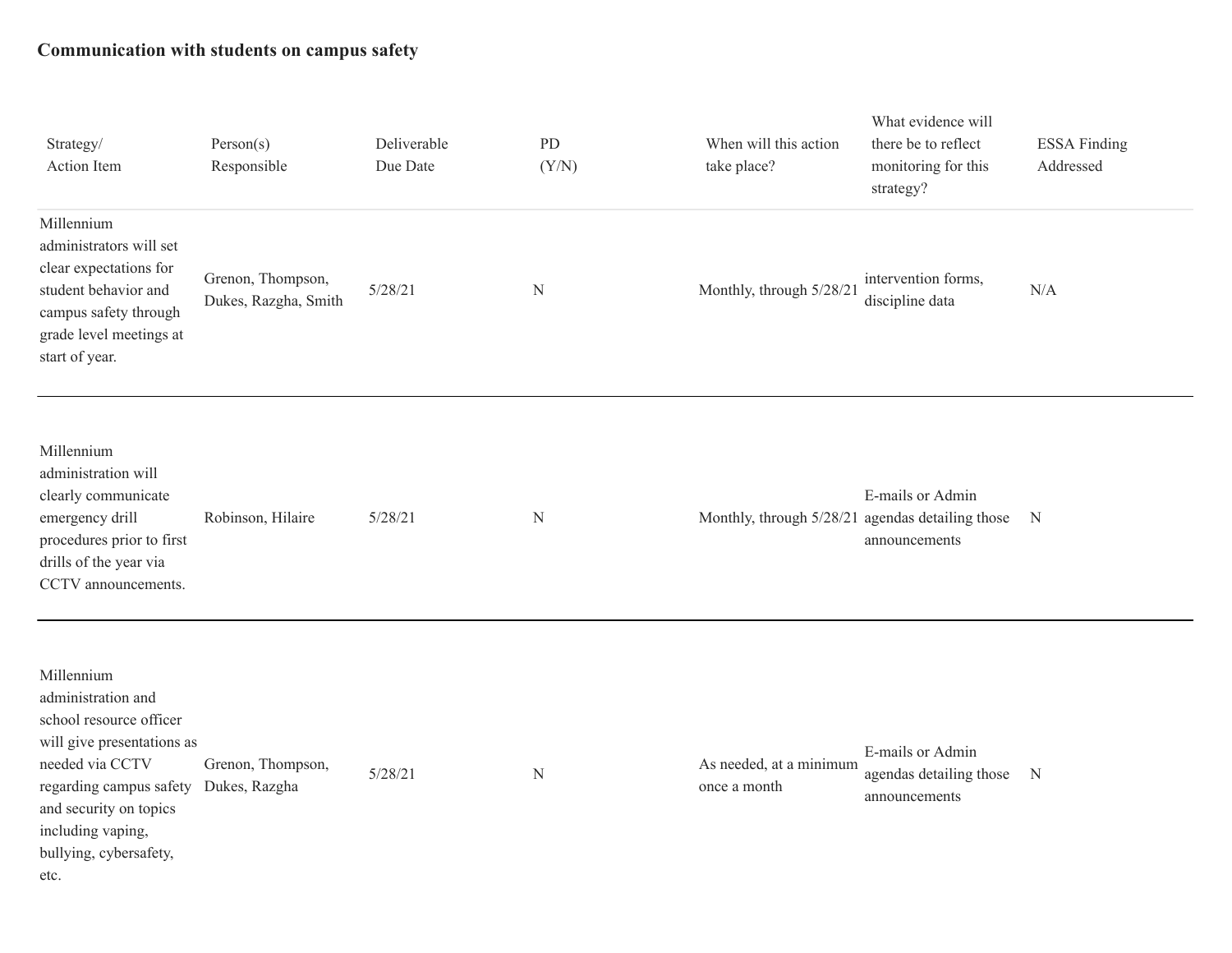**Communication with students on campus safety**

| Strategy/ Action Item | Person(s) Responsible | Deliverable Due Date | PD (Y/N) | When will this action take place? | What evidence will there be to reflect monitoring for this strategy? | ESSA Finding Addressed |
|---|---|---|---|---|---|---|
| Millennium administrators will set clear expectations for student behavior and campus safety through grade level meetings at start of year. | Grenon, Thompson, Dukes, Razgha, Smith | 5/28/21 | N | Monthly, through 5/28/21 | intervention forms, discipline data | N/A |
| Millennium administration will clearly communicate emergency drill procedures prior to first drills of the year via CCTV announcements. | Robinson, Hilaire | 5/28/21 | N | Monthly, through 5/28/21 | E-mails or Admin agendas detailing those announcements | N |
| Millennium administration and school resource officer will give presentations as needed via CCTV regarding campus safety and security on topics including vaping, bullying, cybersafety, etc. | Grenon, Thompson, Dukes, Razgha | 5/28/21 | N | As needed, at a minimum once a month | E-mails or Admin agendas detailing those announcements | N |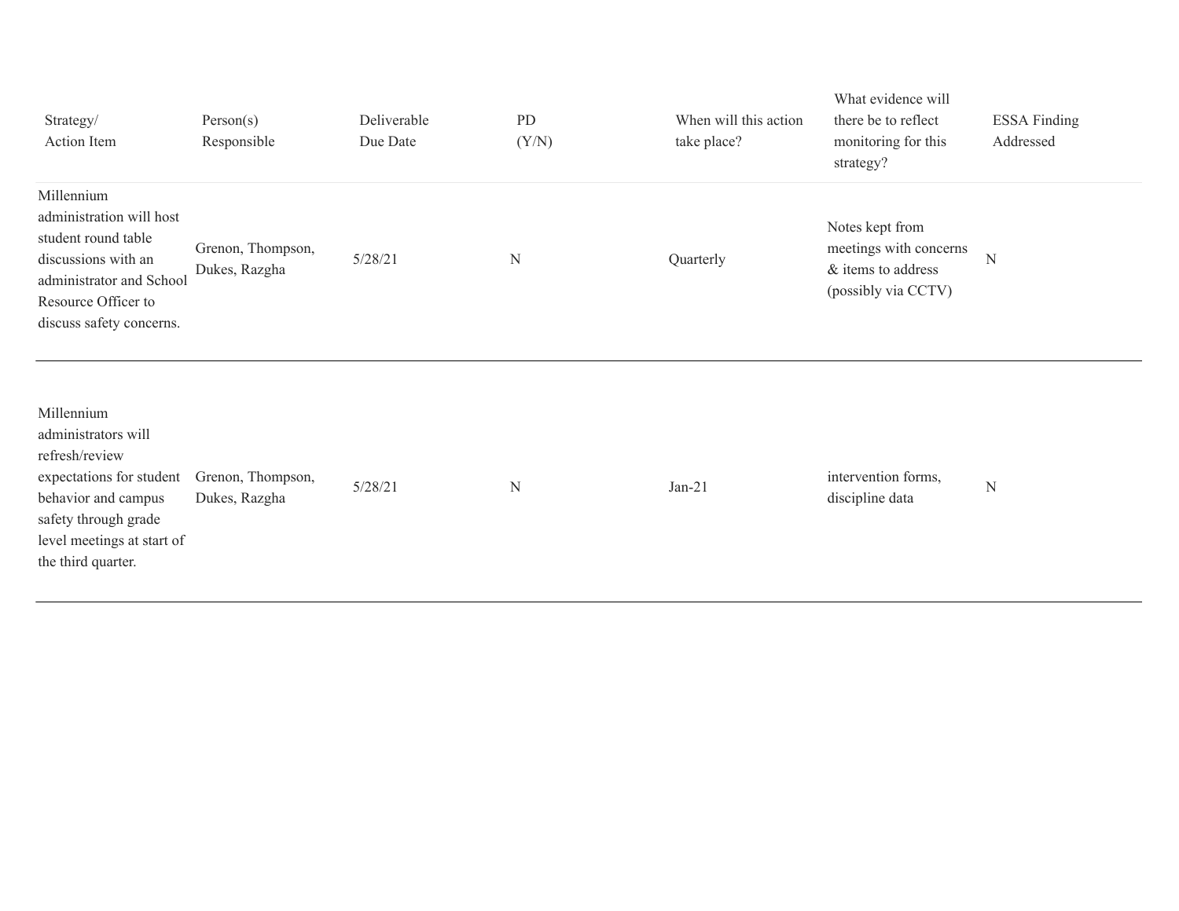| Strategy/ Action Item | Person(s) Responsible | Deliverable Due Date | PD (Y/N) | When will this action take place? | What evidence will there be to reflect monitoring for this strategy? | ESSA Finding Addressed |
|---|---|---|---|---|---|---|
| Millennium administration will host student round table discussions with an administrator and School Resource Officer to discuss safety concerns. | Grenon, Thompson, Dukes, Razgha | 5/28/21 | N | Quarterly | Notes kept from meetings with concerns & items to address (possibly via CCTV) | N |
| Millennium administrators will refresh/review expectations for student behavior and campus safety through grade level meetings at start of the third quarter. | Grenon, Thompson, Dukes, Razgha | 5/28/21 | N | Jan-21 | intervention forms, discipline data | N |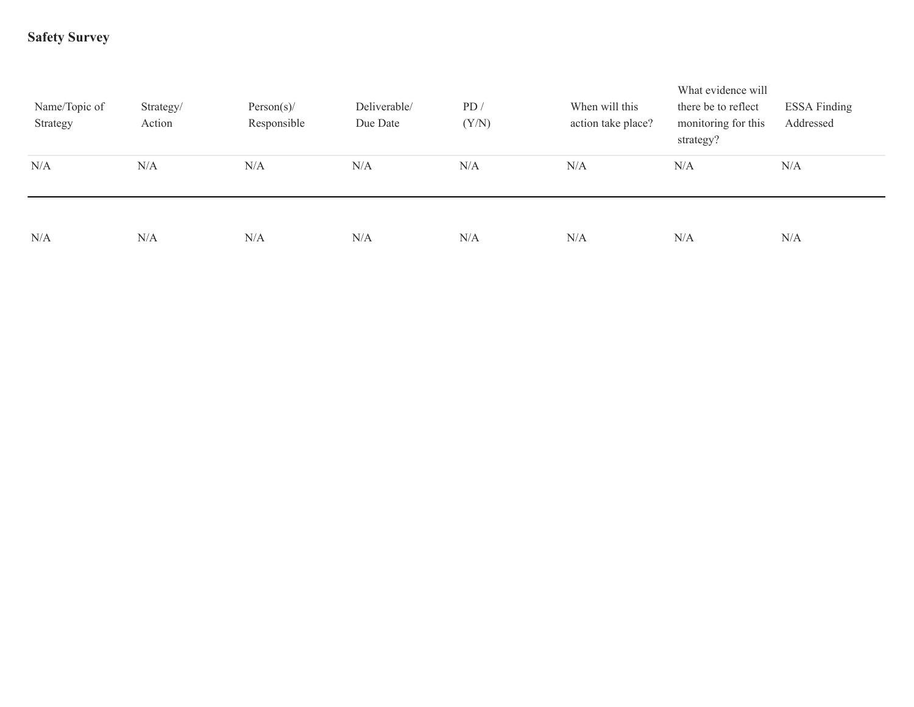**Safety Survey**

| Name/Topic of Strategy | Strategy/ Action | Person(s)/ Responsible | Deliverable/ Due Date | PD / (Y/N) | When will this action take place? | What evidence will there be to reflect monitoring for this strategy? | ESSA Finding Addressed |
|---|---|---|---|---|---|---|---|
| N/A | N/A | N/A | N/A | N/A | N/A | N/A | N/A |
| N/A | N/A | N/A | N/A | N/A | N/A | N/A | N/A |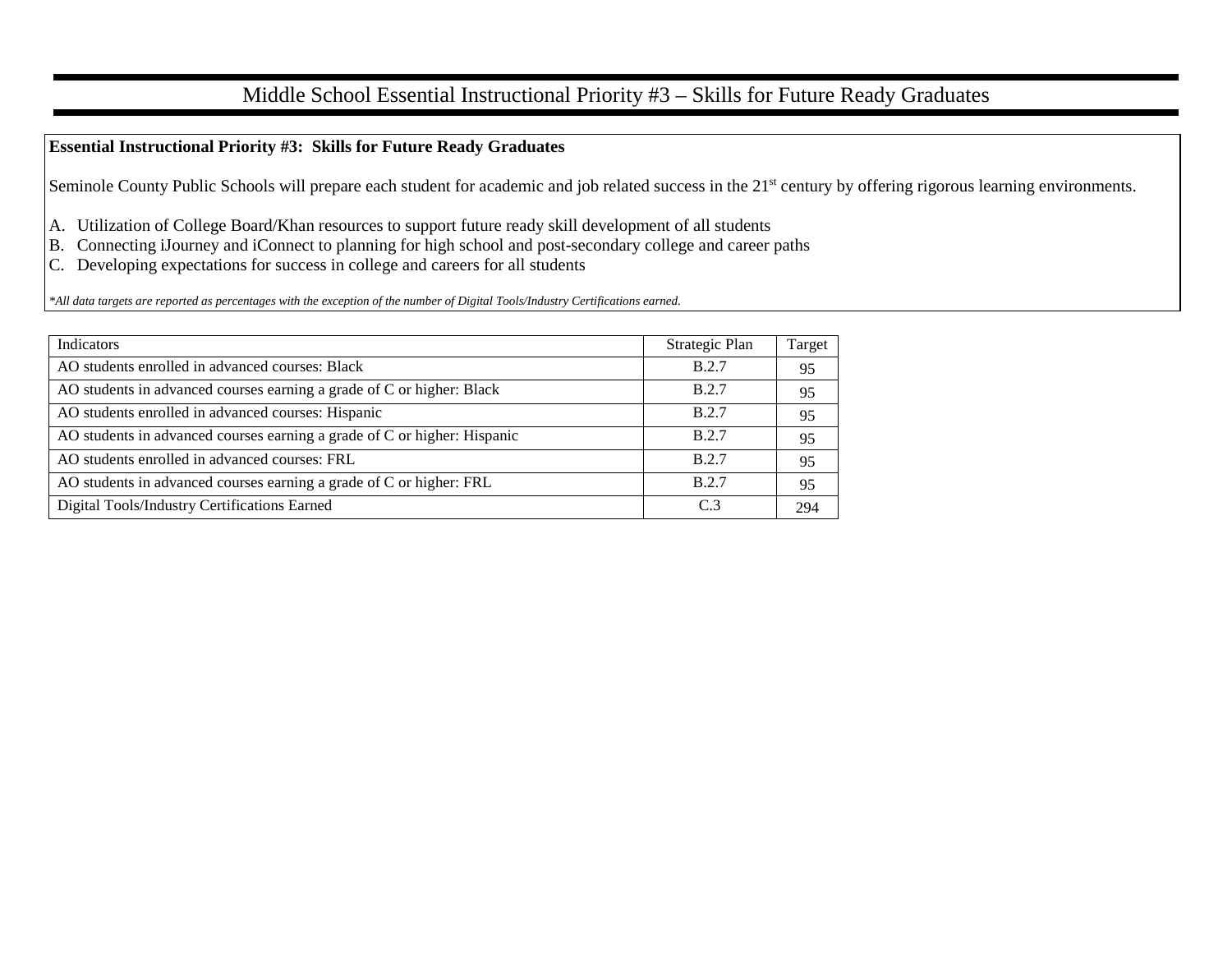# Middle School Essential Instructional Priority #3 – Skills for Future Ready Graduates

**Essential Instructional Priority #3: Skills for Future Ready Graduates**

Seminole County Public Schools will prepare each student for academic and job related success in the 21st century by offering rigorous learning environments.

A. Utilization of College Board/Khan resources to support future ready skill development of all students
B. Connecting iJourney and iConnect to planning for high school and post-secondary college and career paths
C. Developing expectations for success in college and careers for all students

*\*All data targets are reported as percentages with the exception of the number of Digital Tools/Industry Certifications earned.*

| Indicators | Strategic Plan | Target |
|---|---|---|
| AO students enrolled in advanced courses: Black | B.2.7 | 95 |
| AO students in advanced courses earning a grade of C or higher: Black | B.2.7 | 95 |
| AO students enrolled in advanced courses: Hispanic | B.2.7 | 95 |
| AO students in advanced courses earning a grade of C or higher: Hispanic | B.2.7 | 95 |
| AO students enrolled in advanced courses: FRL | B.2.7 | 95 |
| AO students in advanced courses earning a grade of C or higher: FRL | B.2.7 | 95 |
| Digital Tools/Industry Certifications Earned | C.3 | 294 |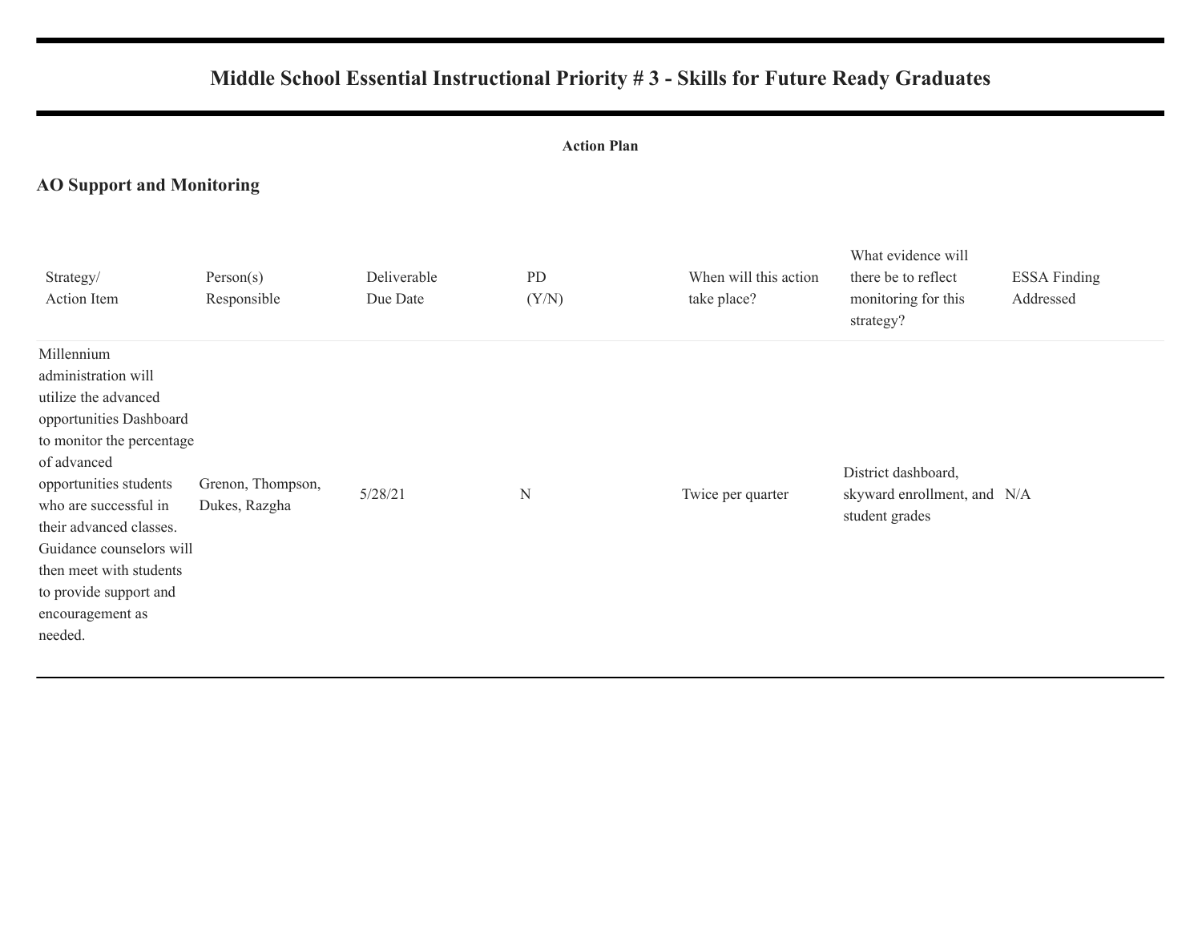# Middle School Essential Instructional Priority # 3 - Skills for Future Ready Graduates

**Action Plan**

## AO Support and Monitoring

| Strategy/ Action Item | Person(s) Responsible | Deliverable Due Date | PD (Y/N) | When will this action take place? | What evidence will there be to reflect monitoring for this strategy? | ESSA Finding Addressed |
|---|---|---|---|---|---|---|
| Millennium administration will utilize the advanced opportunities Dashboard to monitor the percentage of advanced opportunities students who are successful in their advanced classes. Guidance counselors will then meet with students to provide support and encouragement as needed. | Grenon, Thompson, Dukes, Razgha | 5/28/21 | N | Twice per quarter | District dashboard, skyward enrollment, and student grades | N/A |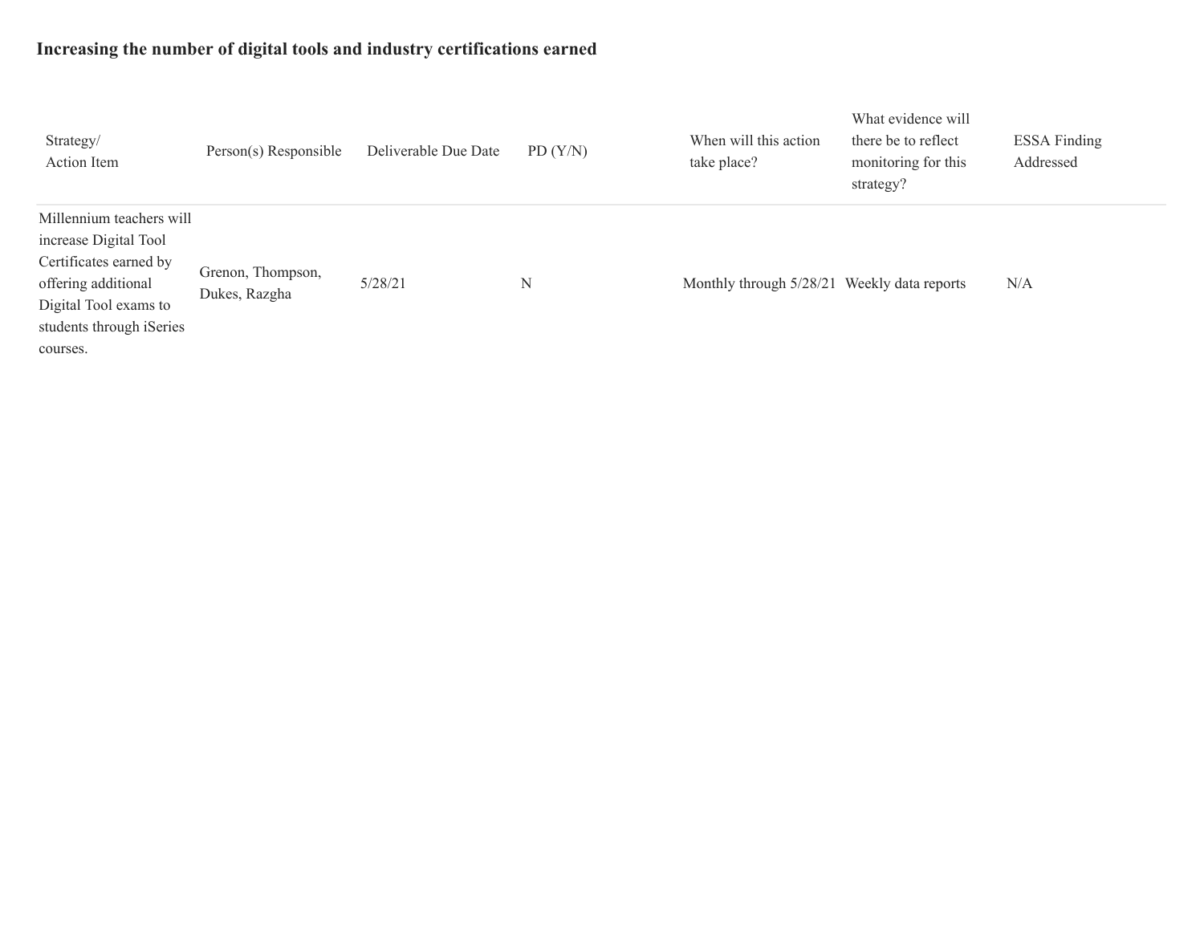### Increasing the number of digital tools and industry certifications earned

| Strategy/ Action Item | Person(s) Responsible | Deliverable Due Date | PD (Y/N) | When will this action take place? | What evidence will there be to reflect monitoring for this strategy? | ESSA Finding Addressed |
|---|---|---|---|---|---|---|
| Millennium teachers will increase Digital Tool Certificates earned by offering additional Digital Tool exams to students through iSeries courses. | Grenon, Thompson, Dukes, Razgha | 5/28/21 | N | Monthly through 5/28/21 | Weekly data reports | N/A |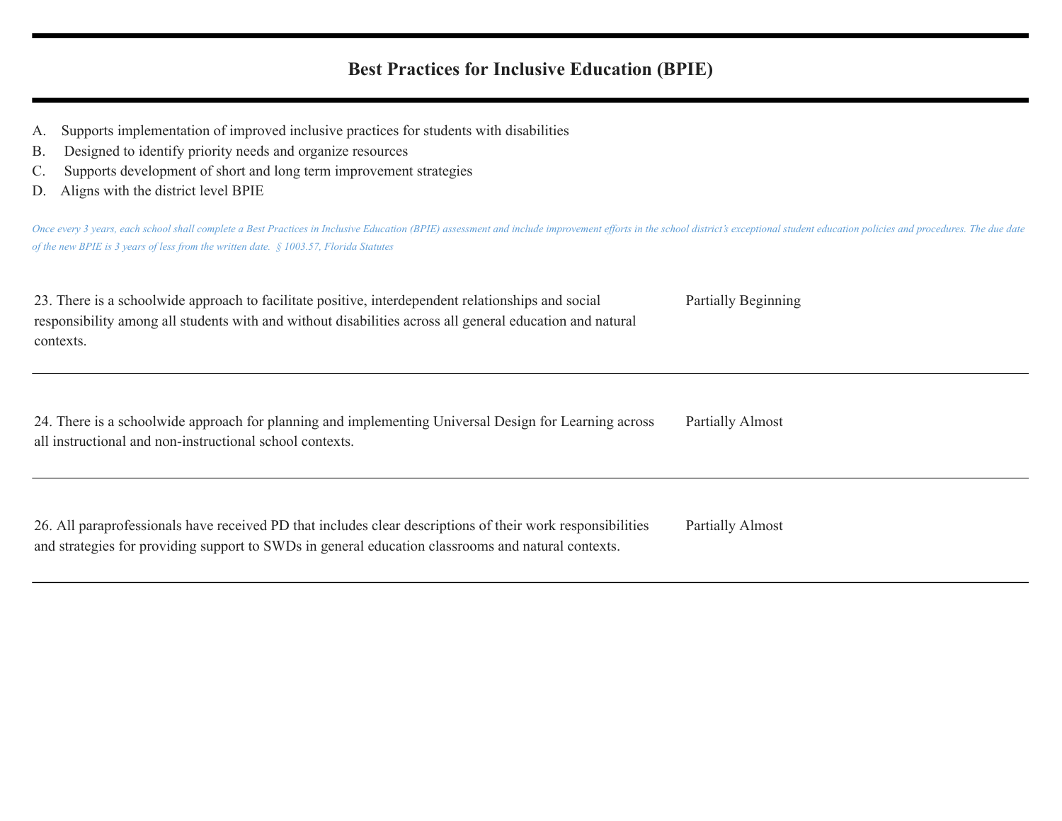# Best Practices for Inclusive Education (BPIE)

A. Supports implementation of improved inclusive practices for students with disabilities
B. Designed to identify priority needs and organize resources
C. Supports development of short and long term improvement strategies
D. Aligns with the district level BPIE

*Once every 3 years, each school shall complete a Best Practices in Inclusive Education (BPIE) assessment and include improvement efforts in the school district's exceptional student education policies and procedures. The due date of the new BPIE is 3 years of less from the written date. § 1003.57, Florida Statutes*

| Indicator | Rating |
| --- | --- |
| 23. There is a schoolwide approach to facilitate positive, interdependent relationships and social responsibility among all students with and without disabilities across all general education and natural contexts. | Partially Beginning |
| 24. There is a schoolwide approach for planning and implementing Universal Design for Learning across all instructional and non-instructional school contexts. | Partially Almost |
| 26. All paraprofessionals have received PD that includes clear descriptions of their work responsibilities and strategies for providing support to SWDs in general education classrooms and natural contexts. | Partially Almost |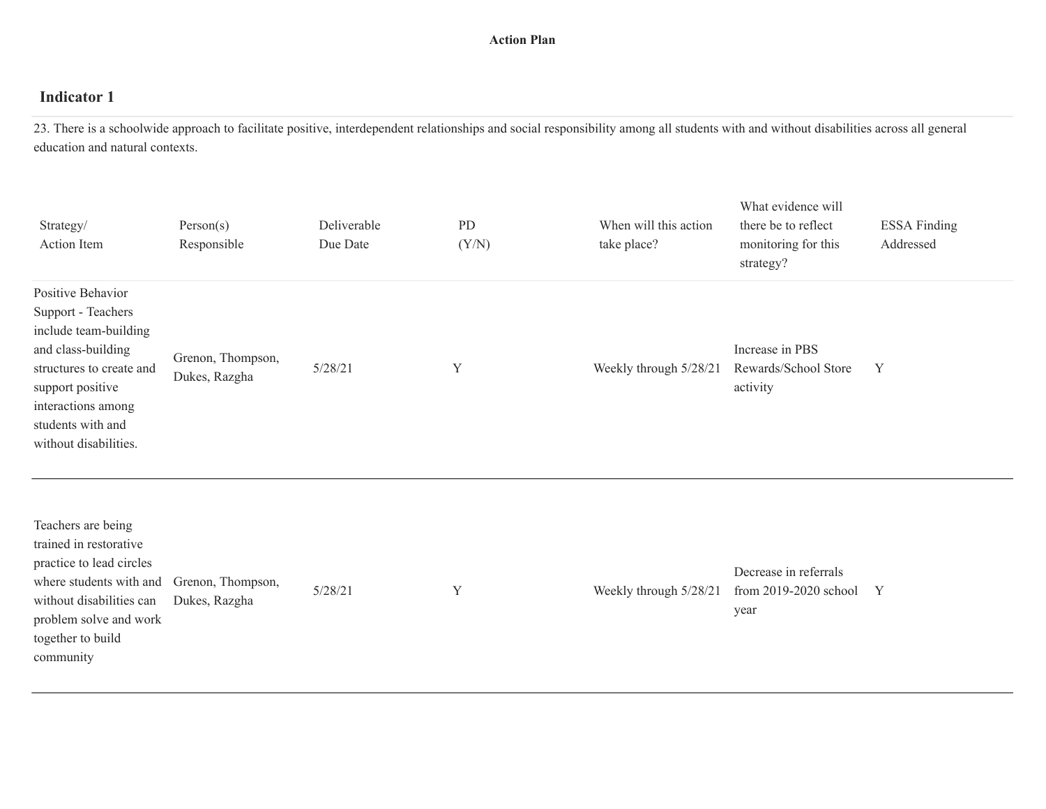**Action Plan**

## Indicator 1

23. There is a schoolwide approach to facilitate positive, interdependent relationships and social responsibility among all students with and without disabilities across all general education and natural contexts.

| Strategy/ Action Item | Person(s) Responsible | Deliverable Due Date | PD (Y/N) | When will this action take place? | What evidence will there be to reflect monitoring for this strategy? | ESSA Finding Addressed |
|---|---|---|---|---|---|---|
| Positive Behavior Support - Teachers include team-building and class-building structures to create and support positive interactions among students with and without disabilities. | Grenon, Thompson, Dukes, Razgha | 5/28/21 | Y | Weekly through 5/28/21 | Increase in PBS Rewards/School Store activity | Y |
| Teachers are being trained in restorative practice to lead circles where students with and without disabilities can problem solve and work together to build community | Grenon, Thompson, Dukes, Razgha | 5/28/21 | Y | Weekly through 5/28/21 | Decrease in referrals from 2019-2020 school year | Y |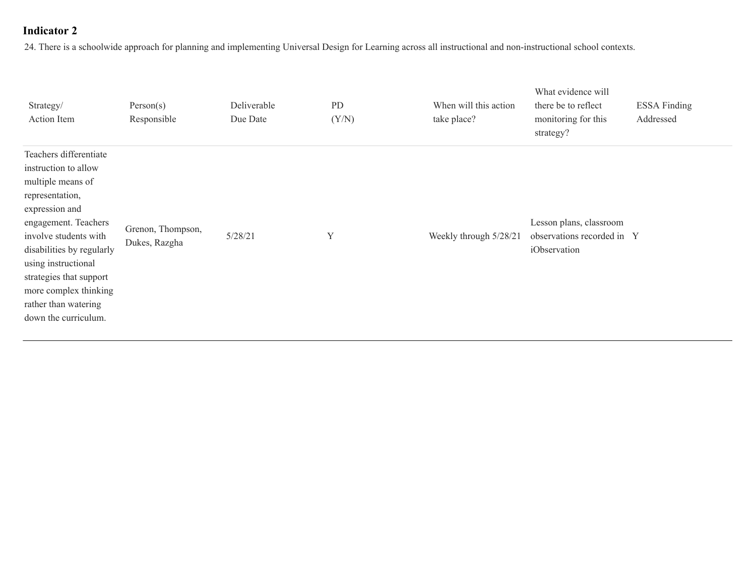**Indicator 2**

24. There is a schoolwide approach for planning and implementing Universal Design for Learning across all instructional and non-instructional school contexts.

| Strategy/ Action Item | Person(s) Responsible | Deliverable Due Date | PD (Y/N) | When will this action take place? | What evidence will there be to reflect monitoring for this strategy? | ESSA Finding Addressed |
|---|---|---|---|---|---|---|
| Teachers differentiate instruction to allow multiple means of representation, expression and engagement. Teachers involve students with disabilities by regularly using instructional strategies that support more complex thinking rather than watering down the curriculum. | Grenon, Thompson, Dukes, Razgha | 5/28/21 | Y | Weekly through 5/28/21 | Lesson plans, classroom observations recorded in iObservation | Y |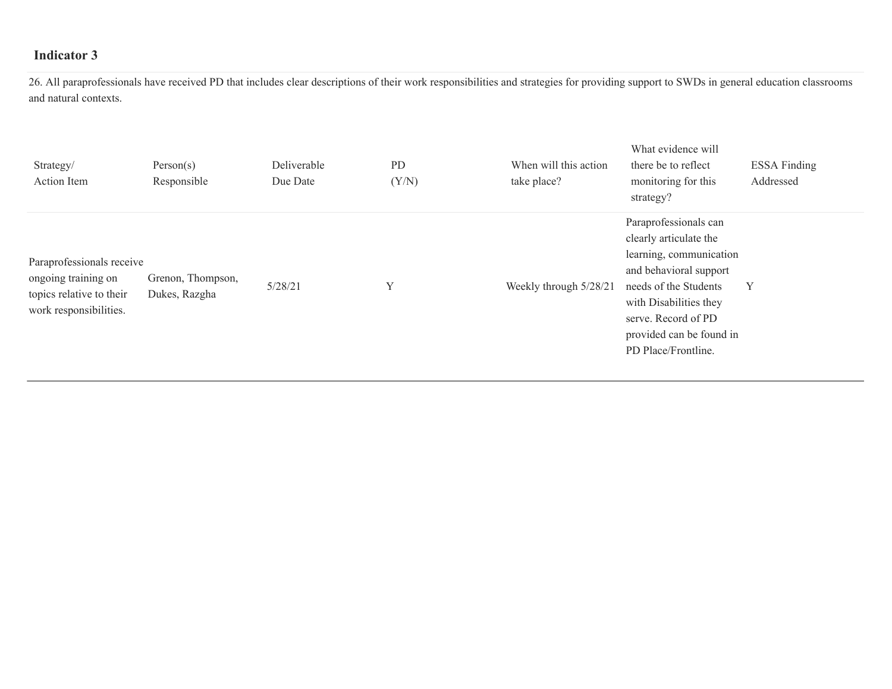### Indicator 3

26. All paraprofessionals have received PD that includes clear descriptions of their work responsibilities and strategies for providing support to SWDs in general education classrooms and natural contexts.

| Strategy/ Action Item | Person(s) Responsible | Deliverable Due Date | PD (Y/N) | When will this action take place? | What evidence will there be to reflect monitoring for this strategy? | ESSA Finding Addressed |
|---|---|---|---|---|---|---|
| Paraprofessionals receive ongoing training on topics relative to their work responsibilities. | Grenon, Thompson, Dukes, Razgha | 5/28/21 | Y | Weekly through 5/28/21 | Paraprofessionals can clearly articulate the learning, communication and behavioral support needs of the Students with Disabilities they serve. Record of PD provided can be found in PD Place/Frontline. | Y |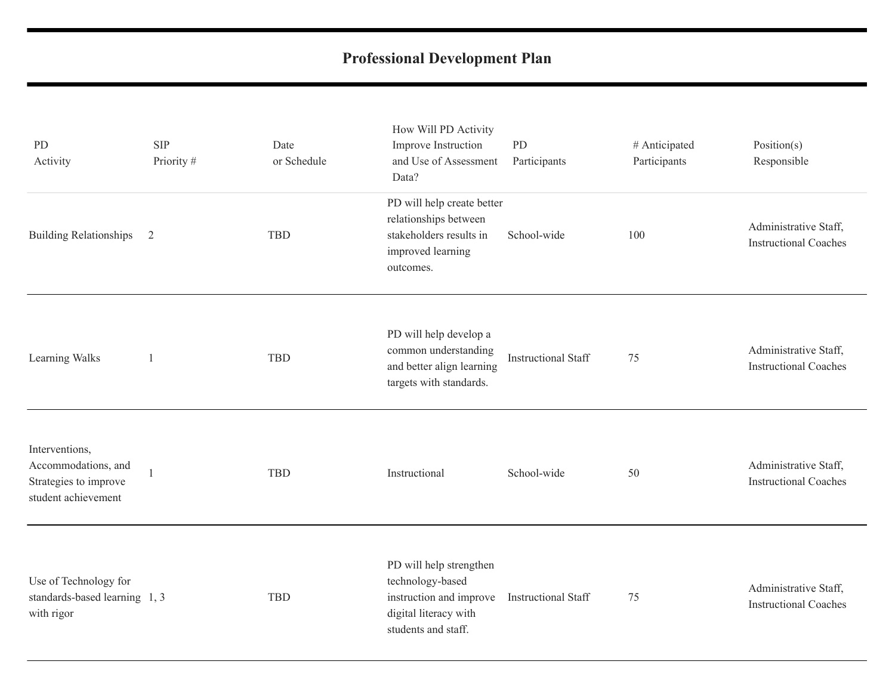# Professional Development Plan

| PD Activity | SIP Priority # | Date or Schedule | How Will PD Activity Improve Instruction and Use of Assessment Data? | PD Participants | # Anticipated Participants | Position(s) Responsible |
|---|---|---|---|---|---|---|
| Building Relationships | 2 | TBD | PD will help create better relationships between stakeholders results in improved learning outcomes. | School-wide | 100 | Administrative Staff, Instructional Coaches |
| Learning Walks | 1 | TBD | PD will help develop a common understanding and better align learning targets with standards. | Instructional Staff | 75 | Administrative Staff, Instructional Coaches |
| Interventions, Accommodations, and Strategies to improve student achievement | 1 | TBD | Instructional | School-wide | 50 | Administrative Staff, Instructional Coaches |
| Use of Technology for standards-based learning with rigor | 1, 3 | TBD | PD will help strengthen technology-based instruction and improve digital literacy with students and staff. | Instructional Staff | 75 | Administrative Staff, Instructional Coaches |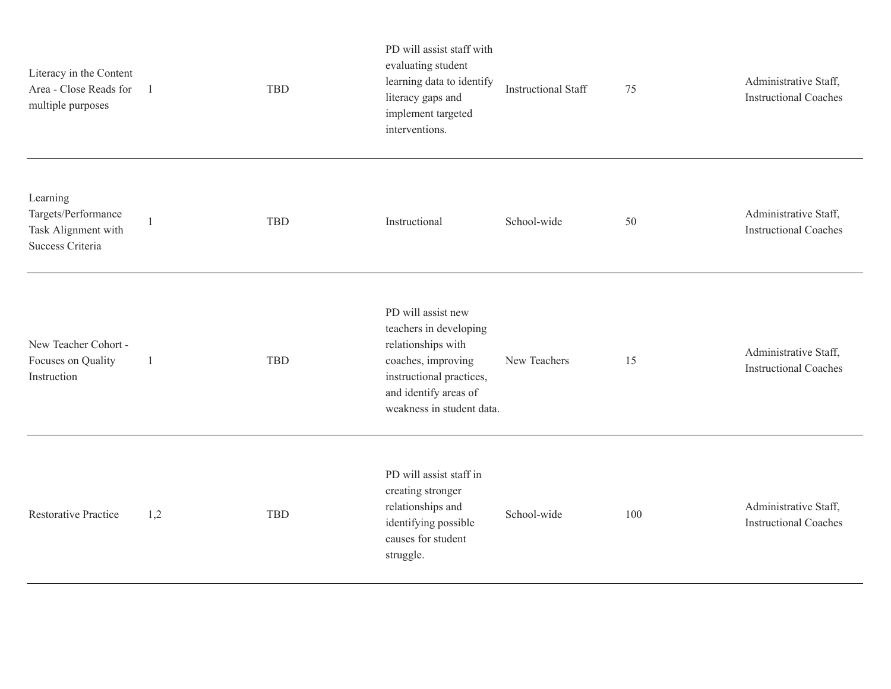| | | | | | | |
|---|---|---|---|---|---|---|
| Literacy in the Content Area - Close Reads for multiple purposes | 1 | TBD | PD will assist staff with evaluating student learning data to identify literacy gaps and implement targeted interventions. | Instructional Staff | 75 | Administrative Staff, Instructional Coaches |
| Learning Targets/Performance Task Alignment with Success Criteria | 1 | TBD | Instructional | School-wide | 50 | Administrative Staff, Instructional Coaches |
| New Teacher Cohort - Focuses on Quality Instruction | 1 | TBD | PD will assist new teachers in developing relationships with coaches, improving instructional practices, and identify areas of weakness in student data. | New Teachers | 15 | Administrative Staff, Instructional Coaches |
| Restorative Practice | 1,2 | TBD | PD will assist staff in creating stronger relationships and identifying possible causes for student struggle. | School-wide | 100 | Administrative Staff, Instructional Coaches |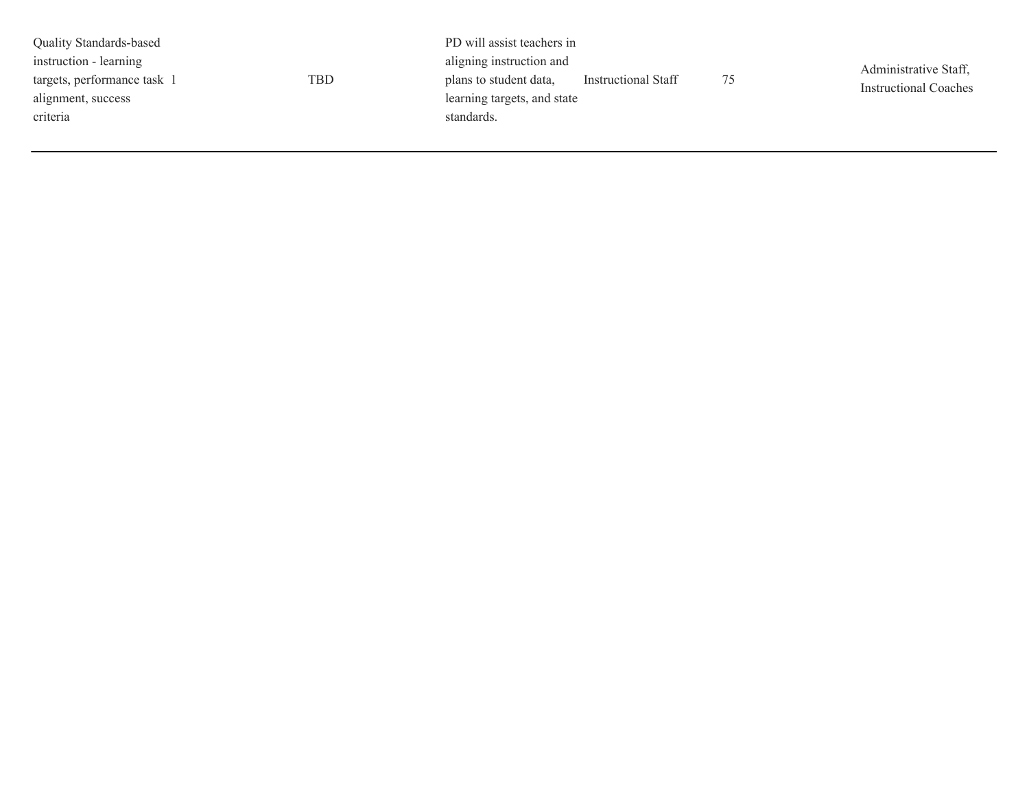| | | | | | | | |
|---|---|---|---|---|---|---|---|
| Quality Standards-based instruction - learning targets, performance task alignment, success criteria | 1 | TBD | PD will assist teachers in aligning instruction and plans to student data, learning targets, and state standards. | Instructional Staff | 75 | | Administrative Staff, Instructional Coaches |